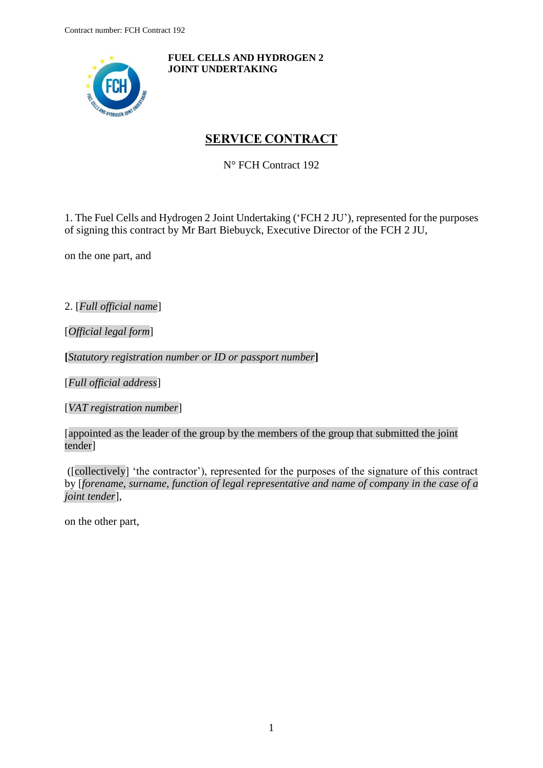**FUEL CELLS AND HYDROGEN 2 JOINT UNDERTAKING**

# SERVICE CONTRACT

N° FCH Contract 192

1. The Fuel Cells and Hydrogen 2 Joint Undertaking ('FCH 2 JU'), represented for the purposes of signing this contract by Mr Bart Biebuyck, Executive Director of the FCH 2 JU,

on the one part, and

2. [*Full official name*]

[*Official legal form*]

**[***Statutory registration number or ID or passport number***]**

[*Full official address*]

[*VAT registration number*]

[appointed as the leader of the group by the members of the group that submitted the joint tender]

([collectively] 'the contractor'), represented for the purposes of the signature of this contract by [*forename, surname, function of legal representative and name of company in the case of a joint tender*],

on the other part,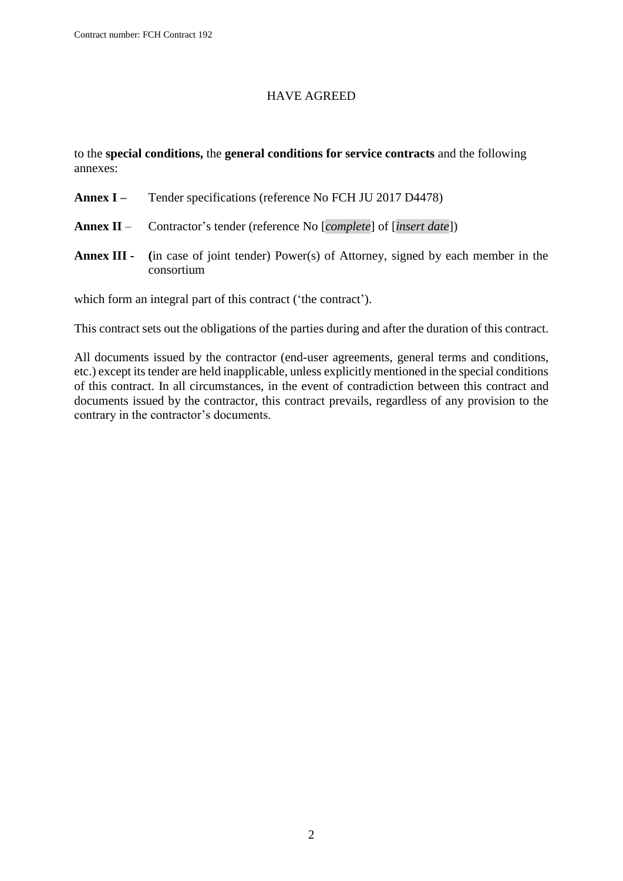HAVE AGREED

to the **special conditions,** the **general conditions for service contracts** and the following annexes:

**Annex I –** Tender specifications (reference No FCH JU 2017 D4478)

**Annex II** – Contractor's tender (reference No [*complete*] of [*insert date*])

**Annex III -** **(**in case of joint tender) Power(s) of Attorney, signed by each member in the consortium

which form an integral part of this contract ('the contract').

This contract sets out the obligations of the parties during and after the duration of this contract.

All documents issued by the contractor (end-user agreements, general terms and conditions, etc.) except its tender are held inapplicable, unless explicitly mentioned in the special conditions of this contract. In all circumstances, in the event of contradiction between this contract and documents issued by the contractor, this contract prevails, regardless of any provision to the contrary in the contractor's documents.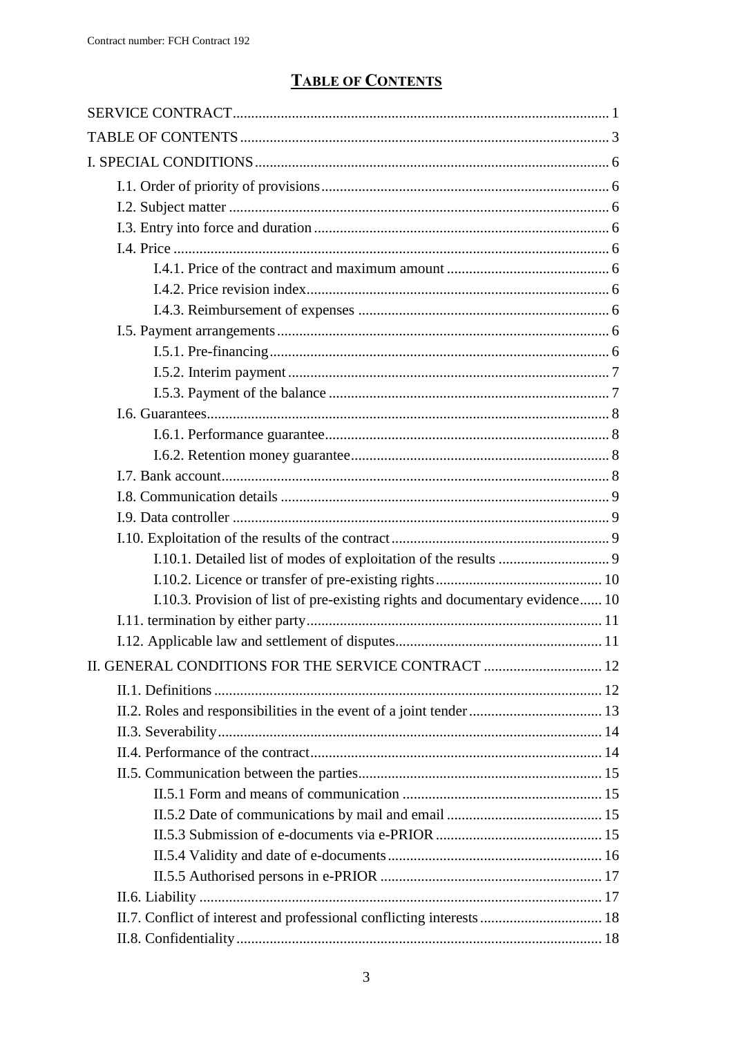# TABLE OF CONTENTS

SERVICE CONTRACT ..... 1

TABLE OF CONTENTS ..... 3

I. SPECIAL CONDITIONS ..... 6

- I.1. Order of priority of provisions ..... 6
- I.2. Subject matter ..... 6
- I.3. Entry into force and duration ..... 6
- I.4. Price ..... 6
  - I.4.1. Price of the contract and maximum amount ..... 6
  - I.4.2. Price revision index ..... 6
  - I.4.3. Reimbursement of expenses ..... 6
- I.5. Payment arrangements ..... 6
  - I.5.1. Pre-financing ..... 6
  - I.5.2. Interim payment ..... 7
  - I.5.3. Payment of the balance ..... 7
- I.6. Guarantees ..... 8
  - I.6.1. Performance guarantee ..... 8
  - I.6.2. Retention money guarantee ..... 8
- I.7. Bank account ..... 8
- I.8. Communication details ..... 9
- I.9. Data controller ..... 9
- I.10. Exploitation of the results of the contract ..... 9
  - I.10.1. Detailed list of modes of exploitation of the results ..... 9
  - I.10.2. Licence or transfer of pre-existing rights ..... 10
  - I.10.3. Provision of list of pre-existing rights and documentary evidence ..... 10
- I.11. termination by either party ..... 11
- I.12. Applicable law and settlement of disputes ..... 11

II. GENERAL CONDITIONS FOR THE SERVICE CONTRACT ..... 12

- II.1. Definitions ..... 12
- II.2. Roles and responsibilities in the event of a joint tender ..... 13
- II.3. Severability ..... 14
- II.4. Performance of the contract ..... 14
- II.5. Communication between the parties ..... 15
  - II.5.1 Form and means of communication ..... 15
  - II.5.2 Date of communications by mail and email ..... 15
  - II.5.3 Submission of e-documents via e-PRIOR ..... 15
  - II.5.4 Validity and date of e-documents ..... 16
  - II.5.5 Authorised persons in e-PRIOR ..... 17
- II.6. Liability ..... 17
- II.7. Conflict of interest and professional conflicting interests ..... 18
- II.8. Confidentiality ..... 18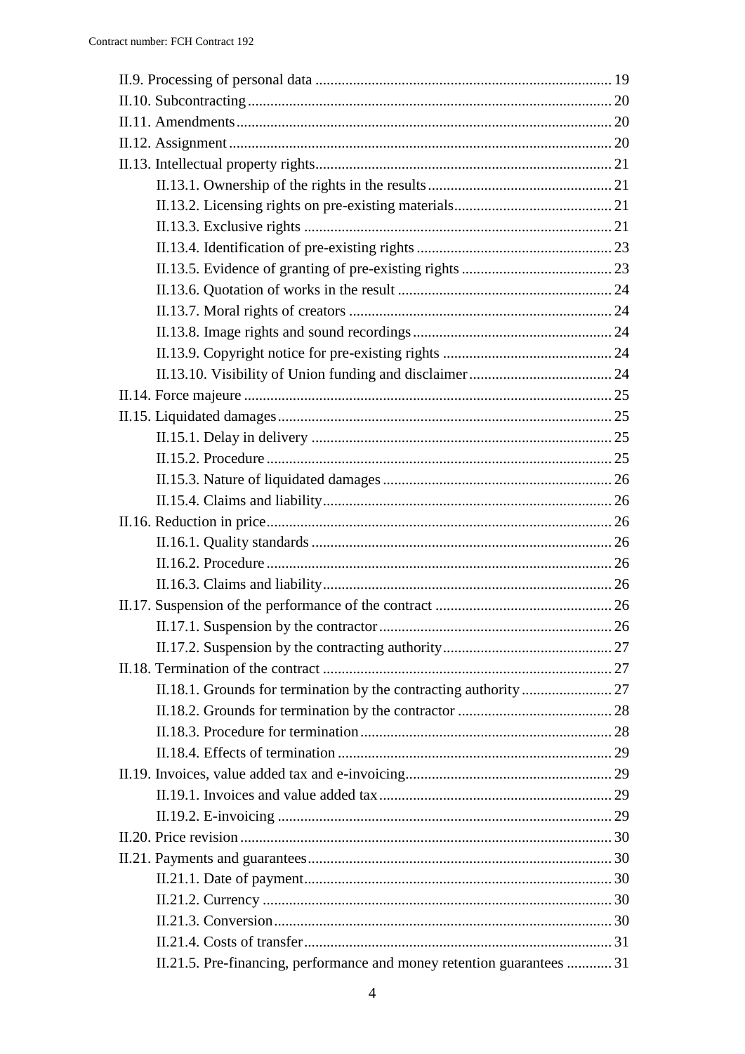II.9. Processing of personal data ... 19
II.10. Subcontracting ... 20
II.11. Amendments ... 20
II.12. Assignment ... 20
II.13. Intellectual property rights ... 21
  II.13.1. Ownership of the rights in the results ... 21
  II.13.2. Licensing rights on pre-existing materials ... 21
  II.13.3. Exclusive rights ... 21
  II.13.4. Identification of pre-existing rights ... 23
  II.13.5. Evidence of granting of pre-existing rights ... 23
  II.13.6. Quotation of works in the result ... 24
  II.13.7. Moral rights of creators ... 24
  II.13.8. Image rights and sound recordings ... 24
  II.13.9. Copyright notice for pre-existing rights ... 24
  II.13.10. Visibility of Union funding and disclaimer ... 24
II.14. Force majeure ... 25
II.15. Liquidated damages ... 25
  II.15.1. Delay in delivery ... 25
  II.15.2. Procedure ... 25
  II.15.3. Nature of liquidated damages ... 26
  II.15.4. Claims and liability ... 26
II.16. Reduction in price ... 26
  II.16.1. Quality standards ... 26
  II.16.2. Procedure ... 26
  II.16.3. Claims and liability ... 26
II.17. Suspension of the performance of the contract ... 26
  II.17.1. Suspension by the contractor ... 26
  II.17.2. Suspension by the contracting authority ... 27
II.18. Termination of the contract ... 27
  II.18.1. Grounds for termination by the contracting authority ... 27
  II.18.2. Grounds for termination by the contractor ... 28
  II.18.3. Procedure for termination ... 28
  II.18.4. Effects of termination ... 29
II.19. Invoices, value added tax and e-invoicing ... 29
  II.19.1. Invoices and value added tax ... 29
  II.19.2. E-invoicing ... 29
II.20. Price revision ... 30
II.21. Payments and guarantees ... 30
  II.21.1. Date of payment ... 30
  II.21.2. Currency ... 30
  II.21.3. Conversion ... 30
  II.21.4. Costs of transfer ... 31
  II.21.5. Pre-financing, performance and money retention guarantees ... 31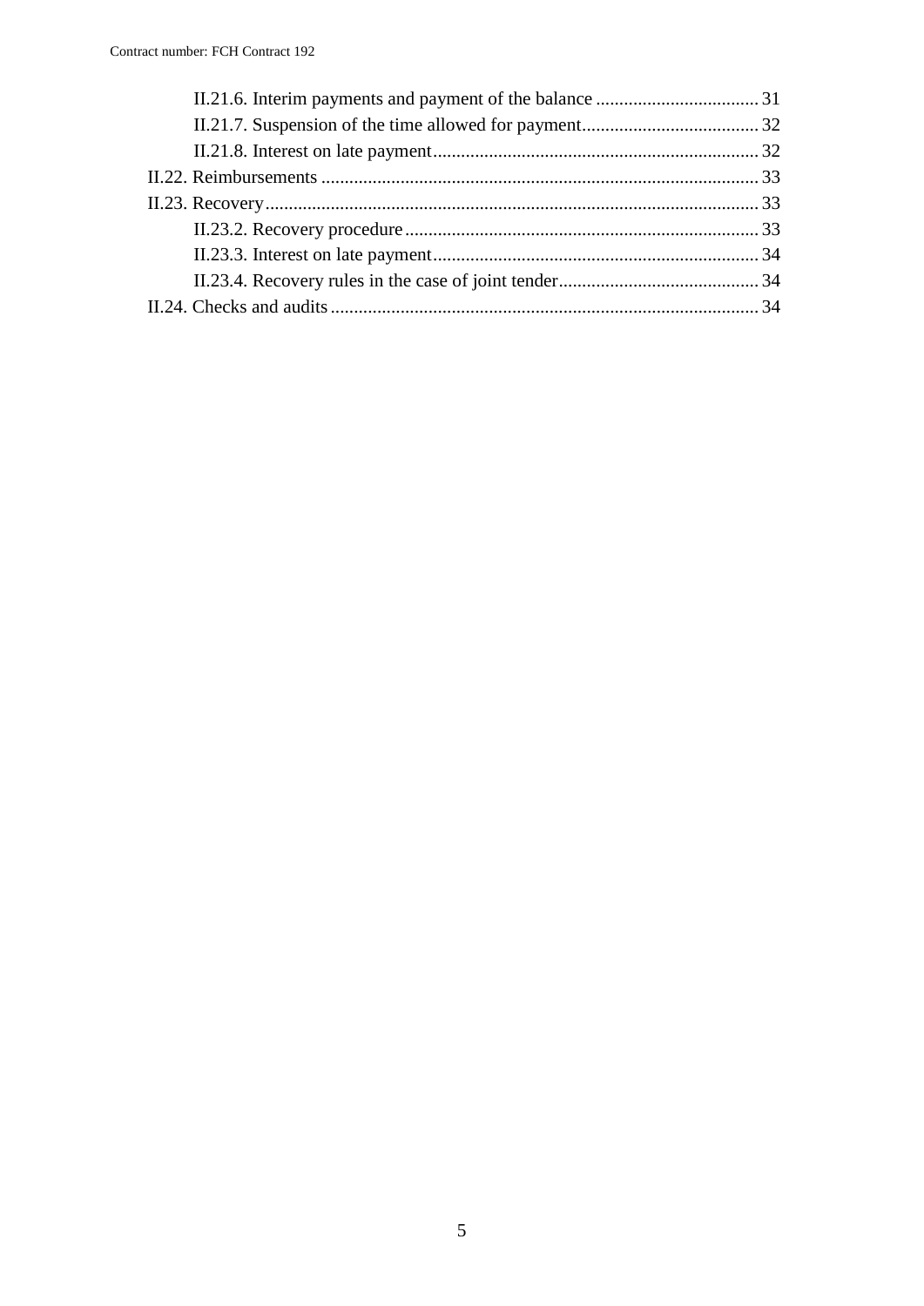- II.21.6. Interim payments and payment of the balance .................................. 31
- II.21.7. Suspension of the time allowed for payment...................................... 32
- II.21.8. Interest on late payment...................................................................... 32

II.22. Reimbursements .............................................................................................. 33

II.23. Recovery.......................................................................................................... 33

- II.23.2. Recovery procedure............................................................................ 33
- II.23.3. Interest on late payment...................................................................... 34
- II.23.4. Recovery rules in the case of joint tender........................................... 34

II.24. Checks and audits............................................................................................ 34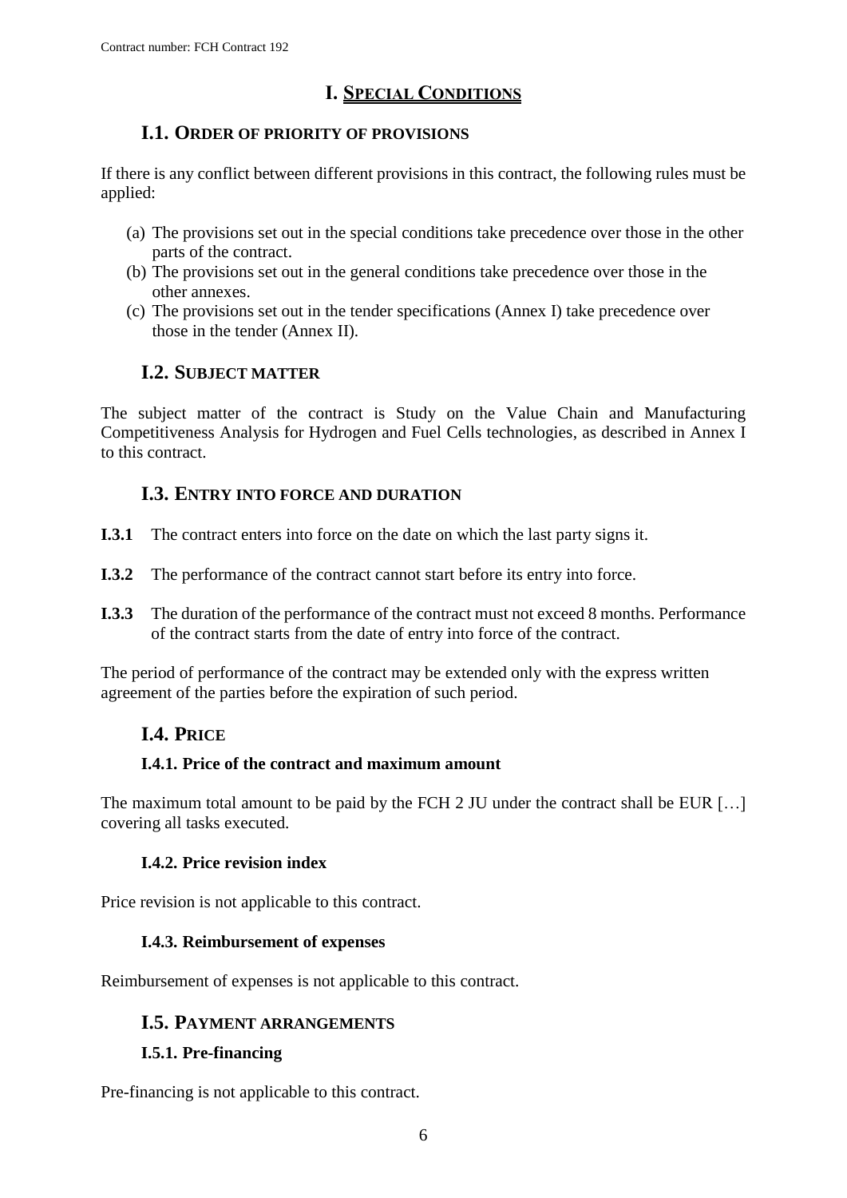# I. SPECIAL CONDITIONS

## I.1. ORDER OF PRIORITY OF PROVISIONS

If there is any conflict between different provisions in this contract, the following rules must be applied:

(a) The provisions set out in the special conditions take precedence over those in the other parts of the contract.
(b) The provisions set out in the general conditions take precedence over those in the other annexes.
(c) The provisions set out in the tender specifications (Annex I) take precedence over those in the tender (Annex II).

## I.2. SUBJECT MATTER

The subject matter of the contract is Study on the Value Chain and Manufacturing Competitiveness Analysis for Hydrogen and Fuel Cells technologies, as described in Annex I to this contract.

## I.3. ENTRY INTO FORCE AND DURATION

**I.3.1** The contract enters into force on the date on which the last party signs it.

**I.3.2** The performance of the contract cannot start before its entry into force.

**I.3.3** The duration of the performance of the contract must not exceed 8 months. Performance of the contract starts from the date of entry into force of the contract.

The period of performance of the contract may be extended only with the express written agreement of the parties before the expiration of such period.

## I.4. PRICE

### I.4.1. Price of the contract and maximum amount

The maximum total amount to be paid by the FCH 2 JU under the contract shall be EUR […] covering all tasks executed.

### I.4.2. Price revision index

Price revision is not applicable to this contract.

### I.4.3. Reimbursement of expenses

Reimbursement of expenses is not applicable to this contract.

## I.5. PAYMENT ARRANGEMENTS

### I.5.1. Pre-financing

Pre-financing is not applicable to this contract.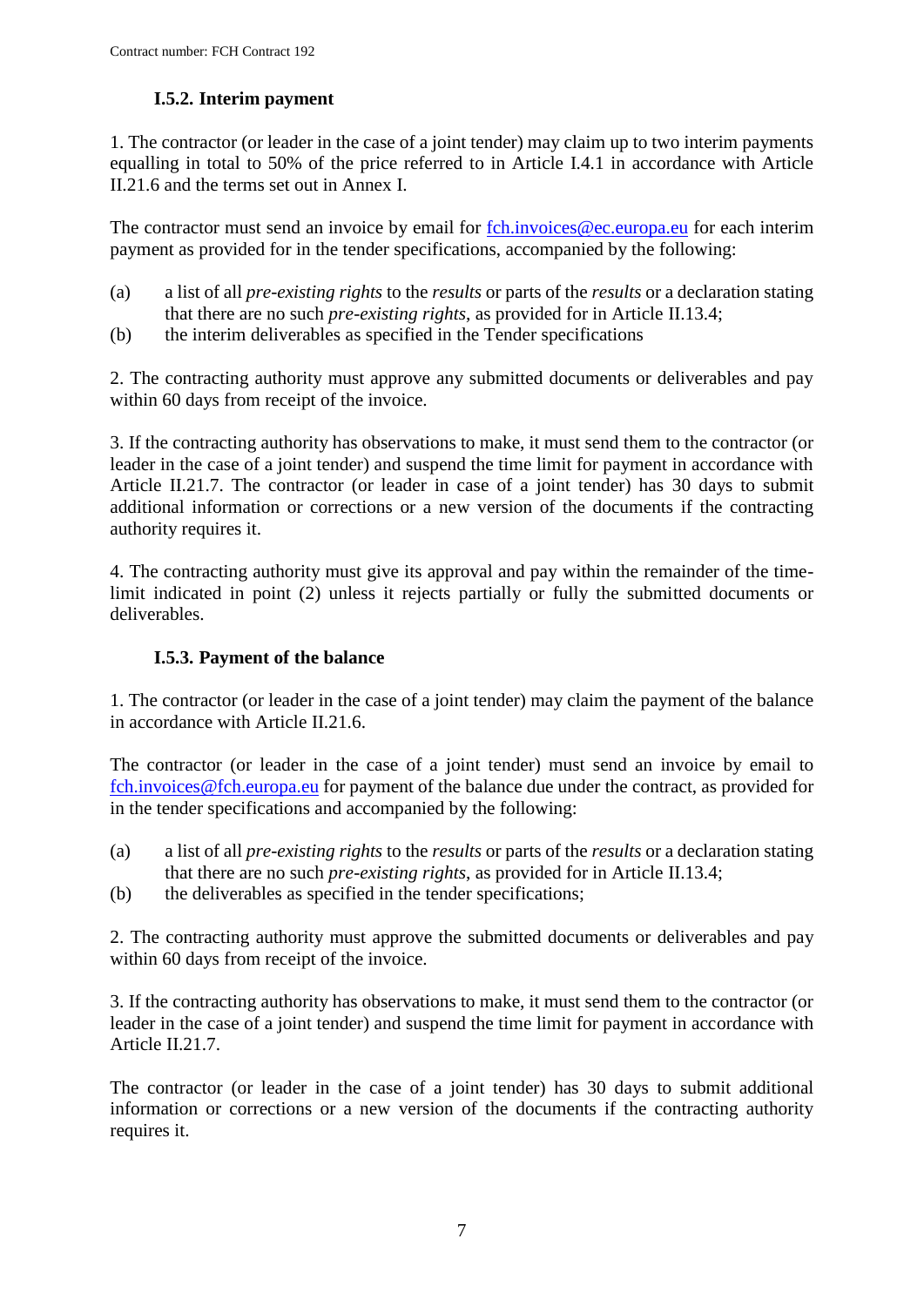### I.5.2. Interim payment

1. The contractor (or leader in the case of a joint tender) may claim up to two interim payments equalling in total to 50% of the price referred to in Article I.4.1 in accordance with Article II.21.6 and the terms set out in Annex I.

The contractor must send an invoice by email for fch.invoices@ec.europa.eu for each interim payment as provided for in the tender specifications, accompanied by the following:

(a) a list of all *pre-existing rights* to the *results* or parts of the *results* or a declaration stating that there are no such *pre-existing rights*, as provided for in Article II.13.4;

(b) the interim deliverables as specified in the Tender specifications

2. The contracting authority must approve any submitted documents or deliverables and pay within 60 days from receipt of the invoice.

3. If the contracting authority has observations to make, it must send them to the contractor (or leader in the case of a joint tender) and suspend the time limit for payment in accordance with Article II.21.7. The contractor (or leader in case of a joint tender) has 30 days to submit additional information or corrections or a new version of the documents if the contracting authority requires it.

4. The contracting authority must give its approval and pay within the remainder of the time-limit indicated in point (2) unless it rejects partially or fully the submitted documents or deliverables.

### I.5.3. Payment of the balance

1. The contractor (or leader in the case of a joint tender) may claim the payment of the balance in accordance with Article II.21.6.

The contractor (or leader in the case of a joint tender) must send an invoice by email to fch.invoices@fch.europa.eu for payment of the balance due under the contract, as provided for in the tender specifications and accompanied by the following:

(a) a list of all *pre-existing rights* to the *results* or parts of the *results* or a declaration stating that there are no such *pre-existing rights*, as provided for in Article II.13.4;

(b) the deliverables as specified in the tender specifications;

2. The contracting authority must approve the submitted documents or deliverables and pay within 60 days from receipt of the invoice.

3. If the contracting authority has observations to make, it must send them to the contractor (or leader in the case of a joint tender) and suspend the time limit for payment in accordance with Article II.21.7.

The contractor (or leader in the case of a joint tender) has 30 days to submit additional information or corrections or a new version of the documents if the contracting authority requires it.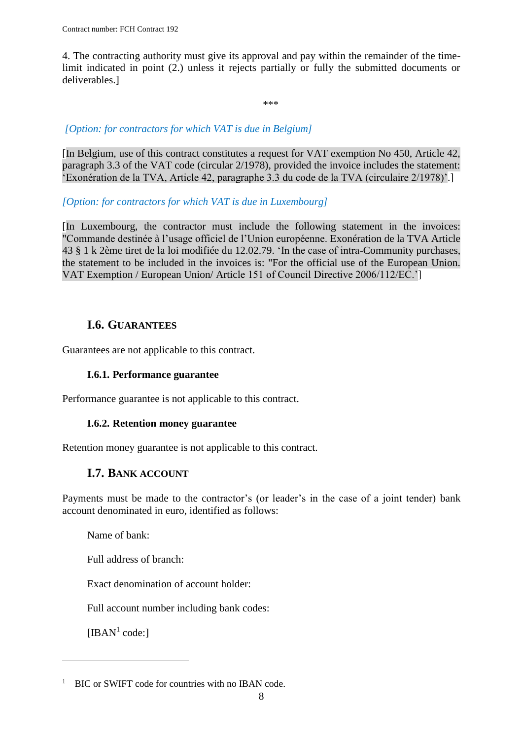4. The contracting authority must give its approval and pay within the remainder of the time-limit indicated in point (2.) unless it rejects partially or fully the submitted documents or deliverables.]

***

*[Option: for contractors for which VAT is due in Belgium]*

[In Belgium, use of this contract constitutes a request for VAT exemption No 450, Article 42, paragraph 3.3 of the VAT code (circular 2/1978), provided the invoice includes the statement: 'Exonération de la TVA, Article 42, paragraphe 3.3 du code de la TVA (circulaire 2/1978)'.]

*[Option: for contractors for which VAT is due in Luxembourg]*

[In Luxembourg, the contractor must include the following statement in the invoices: "Commande destinée à l'usage officiel de l'Union européenne. Exonération de la TVA Article 43 § 1 k 2ème tiret de la loi modifiée du 12.02.79. 'In the case of intra-Community purchases, the statement to be included in the invoices is: "For the official use of the European Union. VAT Exemption / European Union/ Article 151 of Council Directive 2006/112/EC.']

## I.6. GUARANTEES

Guarantees are not applicable to this contract.

### I.6.1. Performance guarantee

Performance guarantee is not applicable to this contract.

### I.6.2. Retention money guarantee

Retention money guarantee is not applicable to this contract.

## I.7. BANK ACCOUNT

Payments must be made to the contractor's (or leader's in the case of a joint tender) bank account denominated in euro, identified as follows:

Name of bank:

Full address of branch:

Exact denomination of account holder:

Full account number including bank codes:

[IBAN[1] code:]

---

[1] BIC or SWIFT code for countries with no IBAN code.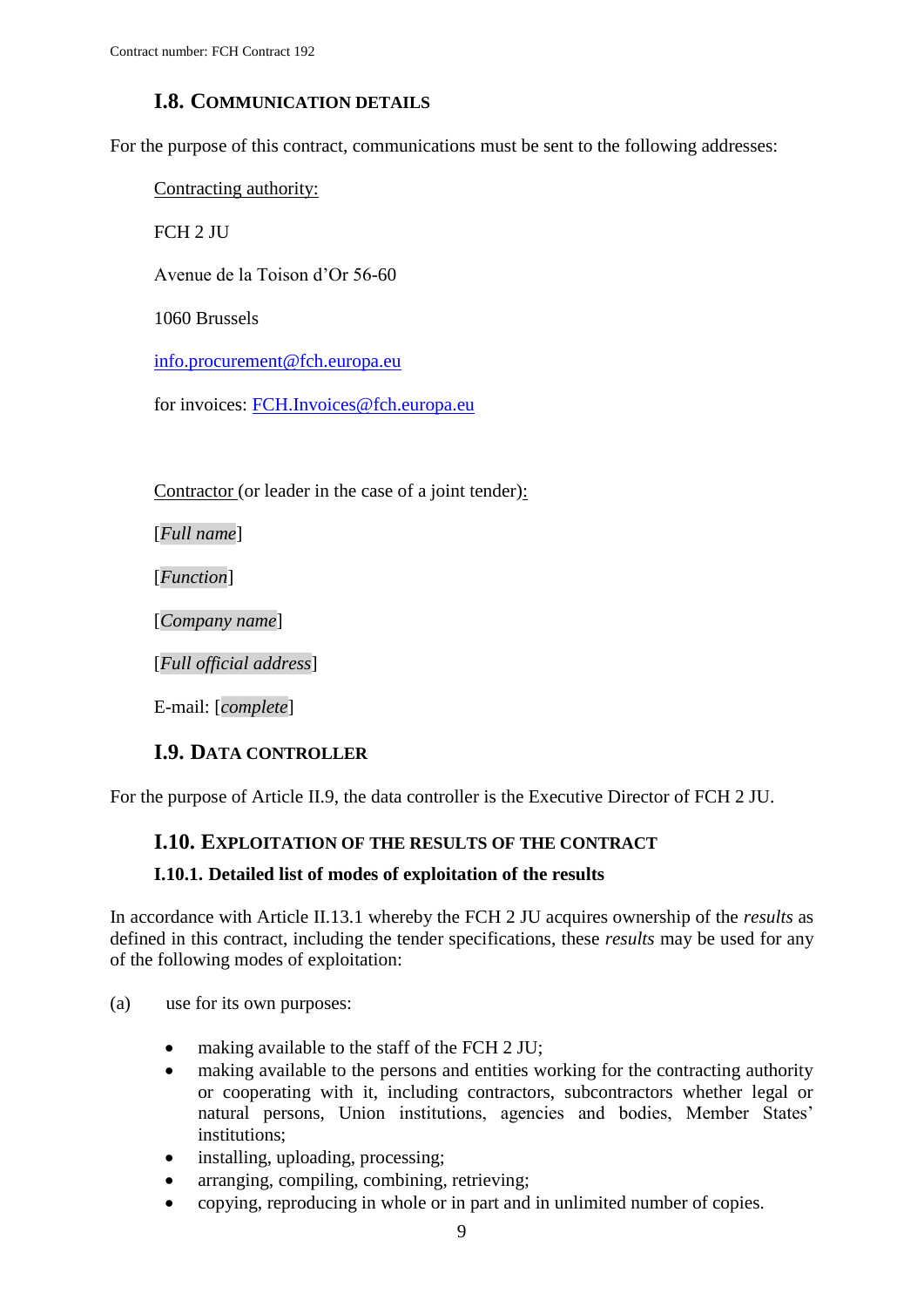### I.8. Communication details

For the purpose of this contract, communications must be sent to the following addresses:

Contracting authority:

FCH 2 JU

Avenue de la Toison d'Or 56-60

1060 Brussels

info.procurement@fch.europa.eu

for invoices: FCH.Invoices@fch.europa.eu

Contractor (or leader in the case of a joint tender):

[*Full name*]

[*Function*]

[*Company name*]

[*Full official address*]

E-mail: [*complete*]

### I.9. Data controller

For the purpose of Article II.9, the data controller is the Executive Director of FCH 2 JU.

### I.10. Exploitation of the results of the contract

#### I.10.1. Detailed list of modes of exploitation of the results

In accordance with Article II.13.1 whereby the FCH 2 JU acquires ownership of the *results* as defined in this contract, including the tender specifications, these *results* may be used for any of the following modes of exploitation:

(a) use for its own purposes:

- making available to the staff of the FCH 2 JU;
- making available to the persons and entities working for the contracting authority or cooperating with it, including contractors, subcontractors whether legal or natural persons, Union institutions, agencies and bodies, Member States' institutions;
- installing, uploading, processing;
- arranging, compiling, combining, retrieving;
- copying, reproducing in whole or in part and in unlimited number of copies.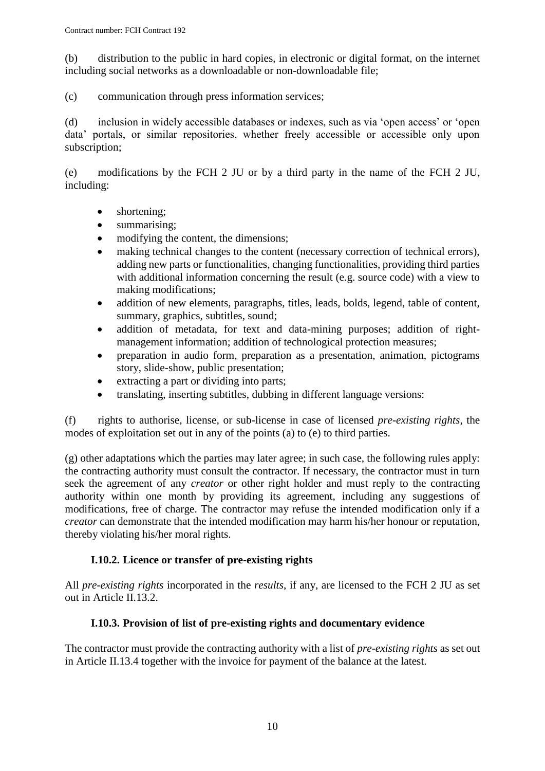(b) distribution to the public in hard copies, in electronic or digital format, on the internet including social networks as a downloadable or non-downloadable file;

(c) communication through press information services;

(d) inclusion in widely accessible databases or indexes, such as via 'open access' or 'open data' portals, or similar repositories, whether freely accessible or accessible only upon subscription;

(e) modifications by the FCH 2 JU or by a third party in the name of the FCH 2 JU, including:

- shortening;
- summarising;
- modifying the content, the dimensions;
- making technical changes to the content (necessary correction of technical errors), adding new parts or functionalities, changing functionalities, providing third parties with additional information concerning the result (e.g. source code) with a view to making modifications;
- addition of new elements, paragraphs, titles, leads, bolds, legend, table of content, summary, graphics, subtitles, sound;
- addition of metadata, for text and data-mining purposes; addition of right-management information; addition of technological protection measures;
- preparation in audio form, preparation as a presentation, animation, pictograms story, slide-show, public presentation;
- extracting a part or dividing into parts;
- translating, inserting subtitles, dubbing in different language versions:

(f) rights to authorise, license, or sub-license in case of licensed *pre-existing rights*, the modes of exploitation set out in any of the points (a) to (e) to third parties.

(g) other adaptations which the parties may later agree; in such case, the following rules apply: the contracting authority must consult the contractor. If necessary, the contractor must in turn seek the agreement of any *creator* or other right holder and must reply to the contracting authority within one month by providing its agreement, including any suggestions of modifications, free of charge. The contractor may refuse the intended modification only if a *creator* can demonstrate that the intended modification may harm his/her honour or reputation, thereby violating his/her moral rights.

### I.10.2. Licence or transfer of pre-existing rights

All *pre-existing rights* incorporated in the *results*, if any, are licensed to the FCH 2 JU as set out in Article II.13.2.

### I.10.3. Provision of list of pre-existing rights and documentary evidence

The contractor must provide the contracting authority with a list of *pre-existing rights* as set out in Article II.13.4 together with the invoice for payment of the balance at the latest.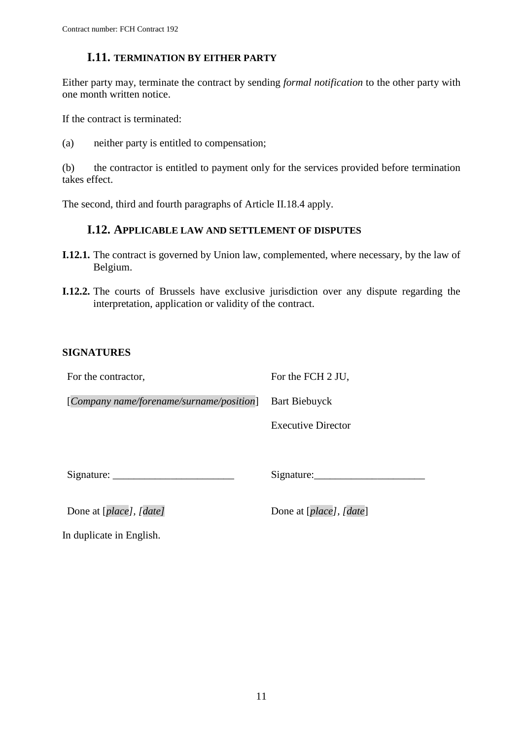## I.11. TERMINATION BY EITHER PARTY

Either party may, terminate the contract by sending *formal notification* to the other party with one month written notice.

If the contract is terminated:

(a) neither party is entitled to compensation;

(b) the contractor is entitled to payment only for the services provided before termination takes effect.

The second, third and fourth paragraphs of Article II.18.4 apply.

## I.12. APPLICABLE LAW AND SETTLEMENT OF DISPUTES

**I.12.1.** The contract is governed by Union law, complemented, where necessary, by the law of Belgium.

**I.12.2.** The courts of Brussels have exclusive jurisdiction over any dispute regarding the interpretation, application or validity of the contract.

**SIGNATURES**

| For the contractor, | For the FCH 2 JU, |
|---|---|
| [*Company name/forename/surname/position*] | Bart Biebuyck |
| | Executive Director |
| Signature: _______________________ | Signature:_____________________ |
| Done at [*place*], [*date*] | Done at [*place*], [*date*] |

In duplicate in English.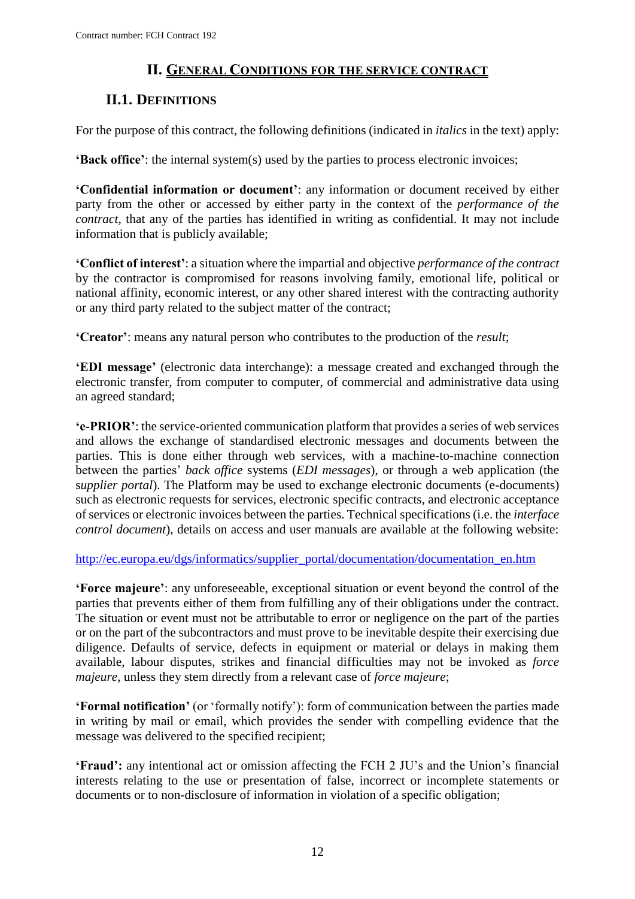# II. GENERAL CONDITIONS FOR THE SERVICE CONTRACT

## II.1. DEFINITIONS

For the purpose of this contract, the following definitions (indicated in *italics* in the text) apply:

**'Back office'**: the internal system(s) used by the parties to process electronic invoices;

**'Confidential information or document'**: any information or document received by either party from the other or accessed by either party in the context of the *performance of the contract*, that any of the parties has identified in writing as confidential. It may not include information that is publicly available;

**'Conflict of interest'**: a situation where the impartial and objective *performance of the contract* by the contractor is compromised for reasons involving family, emotional life, political or national affinity, economic interest, or any other shared interest with the contracting authority or any third party related to the subject matter of the contract;

**'Creator'**: means any natural person who contributes to the production of the *result*;

**'EDI message'** (electronic data interchange): a message created and exchanged through the electronic transfer, from computer to computer, of commercial and administrative data using an agreed standard;

**'e-PRIOR'**: the service-oriented communication platform that provides a series of web services and allows the exchange of standardised electronic messages and documents between the parties. This is done either through web services, with a machine-to-machine connection between the parties' *back office* systems (*EDI messages*), or through a web application (the s*upplier portal*). The Platform may be used to exchange electronic documents (e-documents) such as electronic requests for services, electronic specific contracts, and electronic acceptance of services or electronic invoices between the parties. Technical specifications (i.e. the *interface control document*), details on access and user manuals are available at the following website:

[http://ec.europa.eu/dgs/informatics/supplier_portal/documentation/documentation_en.htm](http://ec.europa.eu/dgs/informatics/supplier_portal/documentation/documentation_en.htm)

**'Force majeure'**: any unforeseeable, exceptional situation or event beyond the control of the parties that prevents either of them from fulfilling any of their obligations under the contract. The situation or event must not be attributable to error or negligence on the part of the parties or on the part of the subcontractors and must prove to be inevitable despite their exercising due diligence. Defaults of service, defects in equipment or material or delays in making them available, labour disputes, strikes and financial difficulties may not be invoked as *force majeure*, unless they stem directly from a relevant case of *force majeure*;

**'Formal notification'** (or 'formally notify'): form of communication between the parties made in writing by mail or email, which provides the sender with compelling evidence that the message was delivered to the specified recipient;

**'Fraud':** any intentional act or omission affecting the FCH 2 JU's and the Union's financial interests relating to the use or presentation of false, incorrect or incomplete statements or documents or to non-disclosure of information in violation of a specific obligation;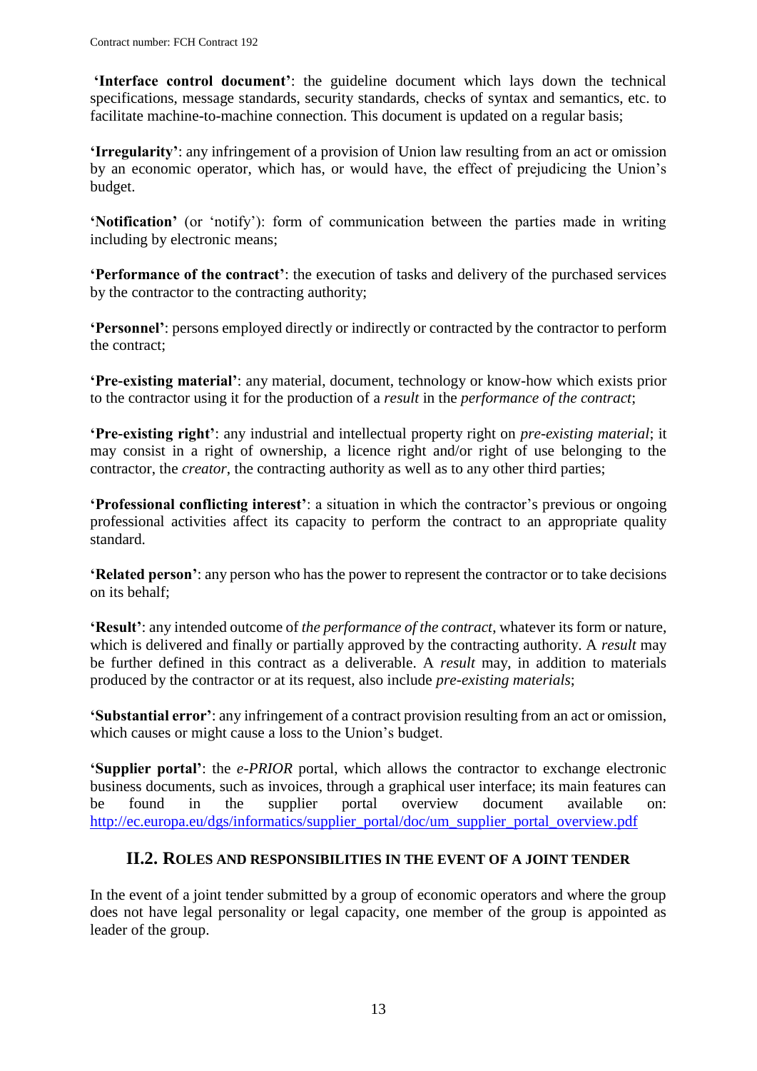**'Interface control document'**: the guideline document which lays down the technical specifications, message standards, security standards, checks of syntax and semantics, etc. to facilitate machine-to-machine connection. This document is updated on a regular basis;

**'Irregularity'**: any infringement of a provision of Union law resulting from an act or omission by an economic operator, which has, or would have, the effect of prejudicing the Union's budget.

**'Notification'** (or 'notify'): form of communication between the parties made in writing including by electronic means;

**'Performance of the contract'**: the execution of tasks and delivery of the purchased services by the contractor to the contracting authority;

**'Personnel'**: persons employed directly or indirectly or contracted by the contractor to perform the contract;

**'Pre-existing material'**: any material, document, technology or know-how which exists prior to the contractor using it for the production of a *result* in the *performance of the contract*;

**'Pre-existing right'**: any industrial and intellectual property right on *pre-existing material*; it may consist in a right of ownership, a licence right and/or right of use belonging to the contractor, the *creator*, the contracting authority as well as to any other third parties;

**'Professional conflicting interest'**: a situation in which the contractor's previous or ongoing professional activities affect its capacity to perform the contract to an appropriate quality standard.

**'Related person'**: any person who has the power to represent the contractor or to take decisions on its behalf;

**'Result'**: any intended outcome of *the performance of the contract*, whatever its form or nature, which is delivered and finally or partially approved by the contracting authority. A *result* may be further defined in this contract as a deliverable. A *result* may, in addition to materials produced by the contractor or at its request, also include *pre-existing materials*;

**'Substantial error'**: any infringement of a contract provision resulting from an act or omission, which causes or might cause a loss to the Union's budget.

**'Supplier portal'**: the *e-PRIOR* portal, which allows the contractor to exchange electronic business documents, such as invoices, through a graphical user interface; its main features can be found in the supplier portal overview document available on: http://ec.europa.eu/dgs/informatics/supplier_portal/doc/um_supplier_portal_overview.pdf

## II.2. ROLES AND RESPONSIBILITIES IN THE EVENT OF A JOINT TENDER

In the event of a joint tender submitted by a group of economic operators and where the group does not have legal personality or legal capacity, one member of the group is appointed as leader of the group.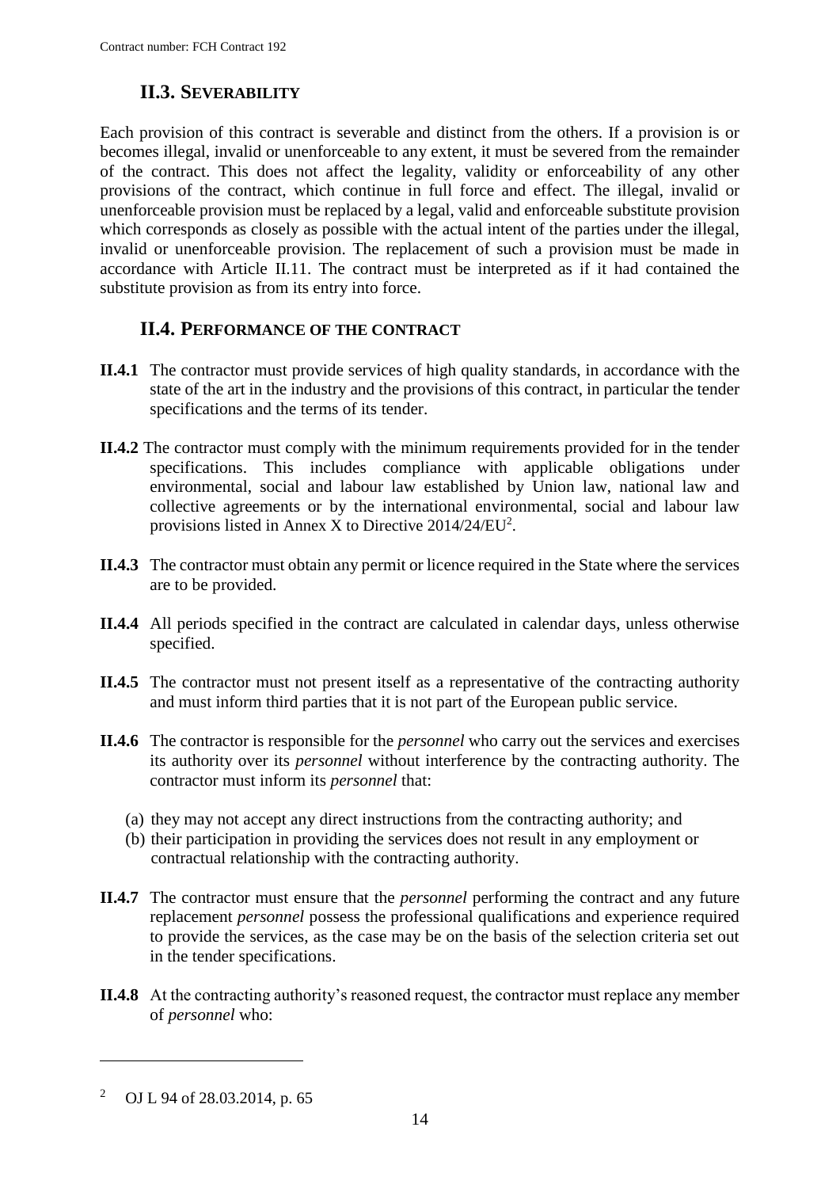## II.3. SEVERABILITY

Each provision of this contract is severable and distinct from the others. If a provision is or becomes illegal, invalid or unenforceable to any extent, it must be severed from the remainder of the contract. This does not affect the legality, validity or enforceability of any other provisions of the contract, which continue in full force and effect. The illegal, invalid or unenforceable provision must be replaced by a legal, valid and enforceable substitute provision which corresponds as closely as possible with the actual intent of the parties under the illegal, invalid or unenforceable provision. The replacement of such a provision must be made in accordance with Article II.11. The contract must be interpreted as if it had contained the substitute provision as from its entry into force.

## II.4. PERFORMANCE OF THE CONTRACT

**II.4.1** The contractor must provide services of high quality standards, in accordance with the state of the art in the industry and the provisions of this contract, in particular the tender specifications and the terms of its tender.

**II.4.2** The contractor must comply with the minimum requirements provided for in the tender specifications. This includes compliance with applicable obligations under environmental, social and labour law established by Union law, national law and collective agreements or by the international environmental, social and labour law provisions listed in Annex X to Directive 2014/24/EU[2].

**II.4.3** The contractor must obtain any permit or licence required in the State where the services are to be provided.

**II.4.4** All periods specified in the contract are calculated in calendar days, unless otherwise specified.

**II.4.5** The contractor must not present itself as a representative of the contracting authority and must inform third parties that it is not part of the European public service.

**II.4.6** The contractor is responsible for the *personnel* who carry out the services and exercises its authority over its *personnel* without interference by the contracting authority. The contractor must inform its *personnel* that:

(a) they may not accept any direct instructions from the contracting authority; and
(b) their participation in providing the services does not result in any employment or contractual relationship with the contracting authority.

**II.4.7** The contractor must ensure that the *personnel* performing the contract and any future replacement *personnel* possess the professional qualifications and experience required to provide the services, as the case may be on the basis of the selection criteria set out in the tender specifications.

**II.4.8** At the contracting authority's reasoned request, the contractor must replace any member of *personnel* who:

---

[2] OJ L 94 of 28.03.2014, p. 65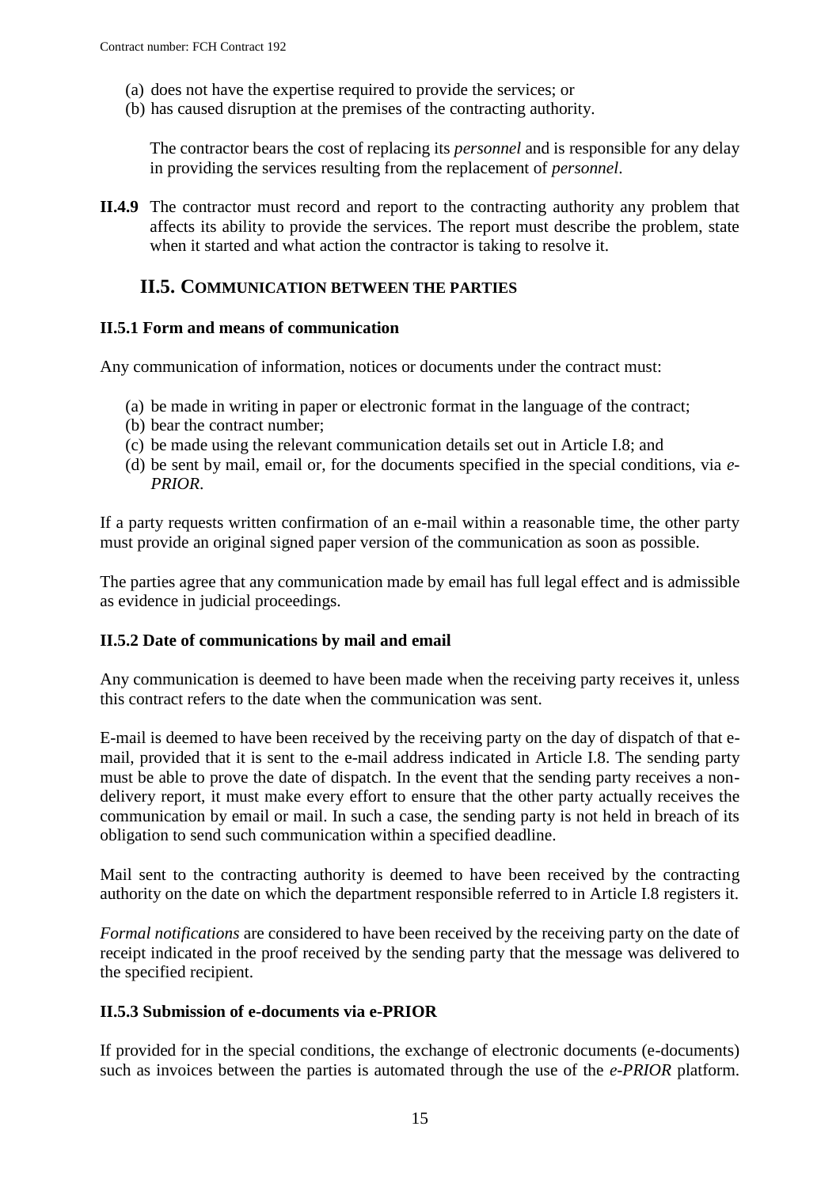(a) does not have the expertise required to provide the services; or
(b) has caused disruption at the premises of the contracting authority.

The contractor bears the cost of replacing its *personnel* and is responsible for any delay in providing the services resulting from the replacement of *personnel*.

**II.4.9** The contractor must record and report to the contracting authority any problem that affects its ability to provide the services. The report must describe the problem, state when it started and what action the contractor is taking to resolve it.

## II.5. COMMUNICATION BETWEEN THE PARTIES

### II.5.1 Form and means of communication

Any communication of information, notices or documents under the contract must:

(a) be made in writing in paper or electronic format in the language of the contract;
(b) bear the contract number;
(c) be made using the relevant communication details set out in Article I.8; and
(d) be sent by mail, email or, for the documents specified in the special conditions, via *e-PRIOR*.

If a party requests written confirmation of an e-mail within a reasonable time, the other party must provide an original signed paper version of the communication as soon as possible.

The parties agree that any communication made by email has full legal effect and is admissible as evidence in judicial proceedings.

### II.5.2 Date of communications by mail and email

Any communication is deemed to have been made when the receiving party receives it, unless this contract refers to the date when the communication was sent.

E-mail is deemed to have been received by the receiving party on the day of dispatch of that e-mail, provided that it is sent to the e-mail address indicated in Article I.8. The sending party must be able to prove the date of dispatch. In the event that the sending party receives a non-delivery report, it must make every effort to ensure that the other party actually receives the communication by email or mail. In such a case, the sending party is not held in breach of its obligation to send such communication within a specified deadline.

Mail sent to the contracting authority is deemed to have been received by the contracting authority on the date on which the department responsible referred to in Article I.8 registers it.

*Formal notifications* are considered to have been received by the receiving party on the date of receipt indicated in the proof received by the sending party that the message was delivered to the specified recipient.

### II.5.3 Submission of e-documents via e-PRIOR

If provided for in the special conditions, the exchange of electronic documents (e-documents) such as invoices between the parties is automated through the use of the *e-PRIOR* platform.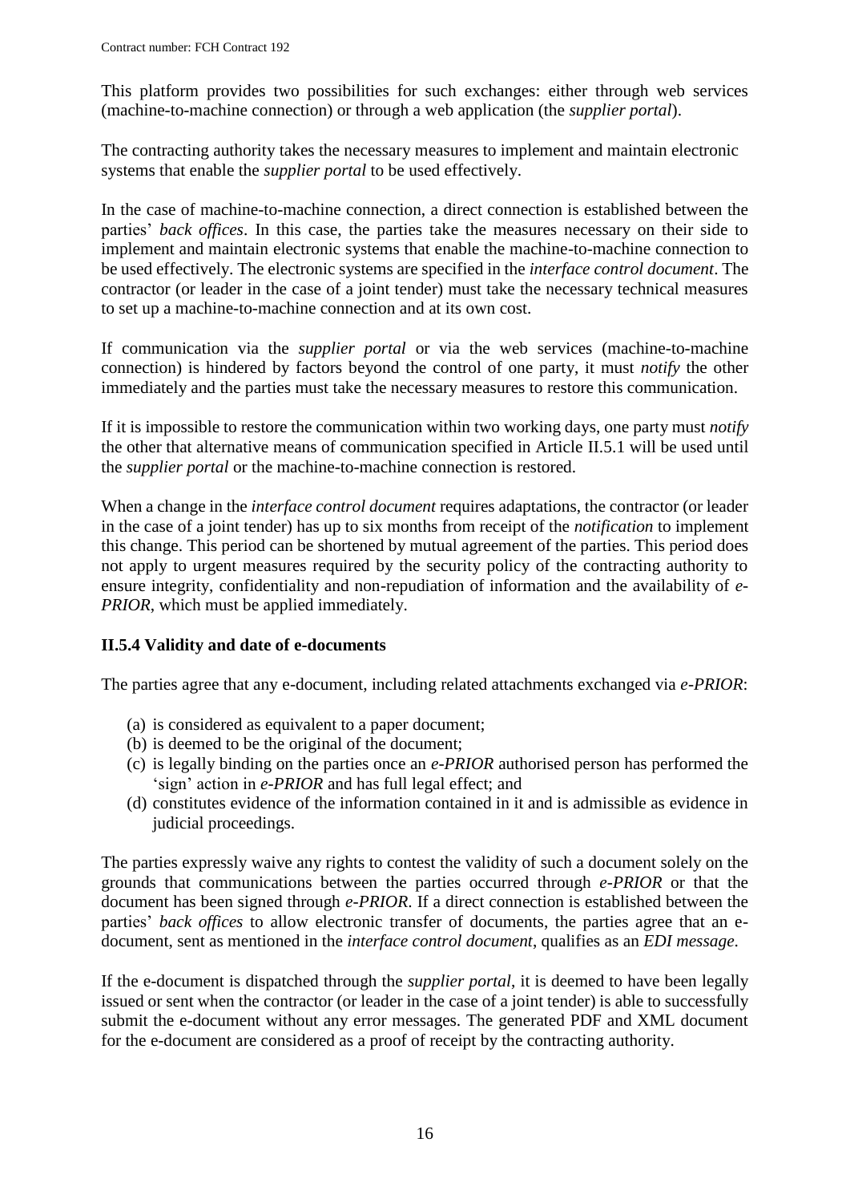This platform provides two possibilities for such exchanges: either through web services (machine-to-machine connection) or through a web application (the *supplier portal*).

The contracting authority takes the necessary measures to implement and maintain electronic systems that enable the *supplier portal* to be used effectively.

In the case of machine-to-machine connection, a direct connection is established between the parties' *back offices*. In this case, the parties take the measures necessary on their side to implement and maintain electronic systems that enable the machine-to-machine connection to be used effectively. The electronic systems are specified in the *interface control document*. The contractor (or leader in the case of a joint tender) must take the necessary technical measures to set up a machine-to-machine connection and at its own cost.

If communication via the *supplier portal* or via the web services (machine-to-machine connection) is hindered by factors beyond the control of one party, it must *notify* the other immediately and the parties must take the necessary measures to restore this communication.

If it is impossible to restore the communication within two working days, one party must *notify* the other that alternative means of communication specified in Article II.5.1 will be used until the *supplier portal* or the machine-to-machine connection is restored.

When a change in the *interface control document* requires adaptations, the contractor (or leader in the case of a joint tender) has up to six months from receipt of the *notification* to implement this change. This period can be shortened by mutual agreement of the parties. This period does not apply to urgent measures required by the security policy of the contracting authority to ensure integrity, confidentiality and non-repudiation of information and the availability of *e-PRIOR*, which must be applied immediately.

### II.5.4 Validity and date of e-documents

The parties agree that any e-document, including related attachments exchanged via *e-PRIOR*:

(a) is considered as equivalent to a paper document;
(b) is deemed to be the original of the document;
(c) is legally binding on the parties once an *e-PRIOR* authorised person has performed the 'sign' action in *e-PRIOR* and has full legal effect; and
(d) constitutes evidence of the information contained in it and is admissible as evidence in judicial proceedings.

The parties expressly waive any rights to contest the validity of such a document solely on the grounds that communications between the parties occurred through *e-PRIOR* or that the document has been signed through *e-PRIOR*. If a direct connection is established between the parties' *back offices* to allow electronic transfer of documents, the parties agree that an e-document, sent as mentioned in the *interface control document*, qualifies as an *EDI message*.

If the e-document is dispatched through the *supplier portal*, it is deemed to have been legally issued or sent when the contractor (or leader in the case of a joint tender) is able to successfully submit the e-document without any error messages. The generated PDF and XML document for the e-document are considered as a proof of receipt by the contracting authority.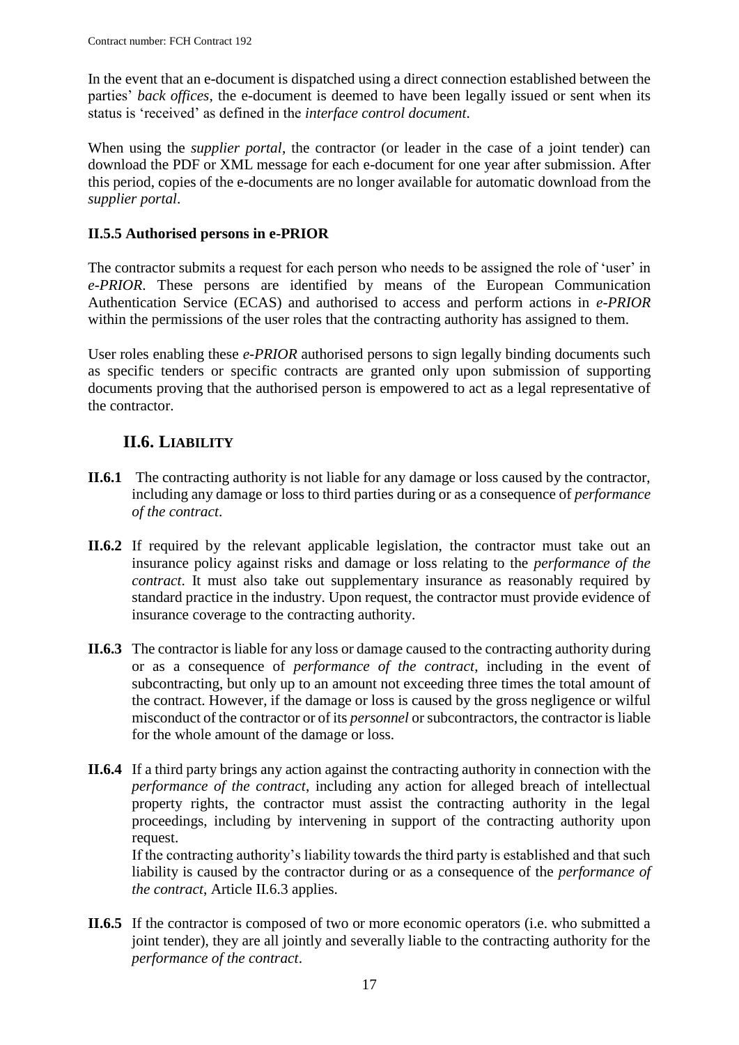In the event that an e-document is dispatched using a direct connection established between the parties' *back offices*, the e-document is deemed to have been legally issued or sent when its status is 'received' as defined in the *interface control document*.

When using the *supplier portal*, the contractor (or leader in the case of a joint tender) can download the PDF or XML message for each e-document for one year after submission. After this period, copies of the e-documents are no longer available for automatic download from the *supplier portal*.

### II.5.5 Authorised persons in e-PRIOR

The contractor submits a request for each person who needs to be assigned the role of 'user' in *e-PRIOR*. These persons are identified by means of the European Communication Authentication Service (ECAS) and authorised to access and perform actions in *e-PRIOR* within the permissions of the user roles that the contracting authority has assigned to them.

User roles enabling these *e-PRIOR* authorised persons to sign legally binding documents such as specific tenders or specific contracts are granted only upon submission of supporting documents proving that the authorised person is empowered to act as a legal representative of the contractor.

## II.6. LIABILITY

**II.6.1** The contracting authority is not liable for any damage or loss caused by the contractor, including any damage or loss to third parties during or as a consequence of *performance of the contract*.

**II.6.2** If required by the relevant applicable legislation, the contractor must take out an insurance policy against risks and damage or loss relating to the *performance of the contract*. It must also take out supplementary insurance as reasonably required by standard practice in the industry. Upon request, the contractor must provide evidence of insurance coverage to the contracting authority.

**II.6.3** The contractor is liable for any loss or damage caused to the contracting authority during or as a consequence of *performance of the contract*, including in the event of subcontracting, but only up to an amount not exceeding three times the total amount of the contract. However, if the damage or loss is caused by the gross negligence or wilful misconduct of the contractor or of its *personnel* or subcontractors, the contractor is liable for the whole amount of the damage or loss.

**II.6.4** If a third party brings any action against the contracting authority in connection with the *performance of the contract*, including any action for alleged breach of intellectual property rights, the contractor must assist the contracting authority in the legal proceedings, including by intervening in support of the contracting authority upon request.
If the contracting authority's liability towards the third party is established and that such liability is caused by the contractor during or as a consequence of the *performance of the contract*, Article II.6.3 applies.

**II.6.5** If the contractor is composed of two or more economic operators (i.e. who submitted a joint tender), they are all jointly and severally liable to the contracting authority for the *performance of the contract*.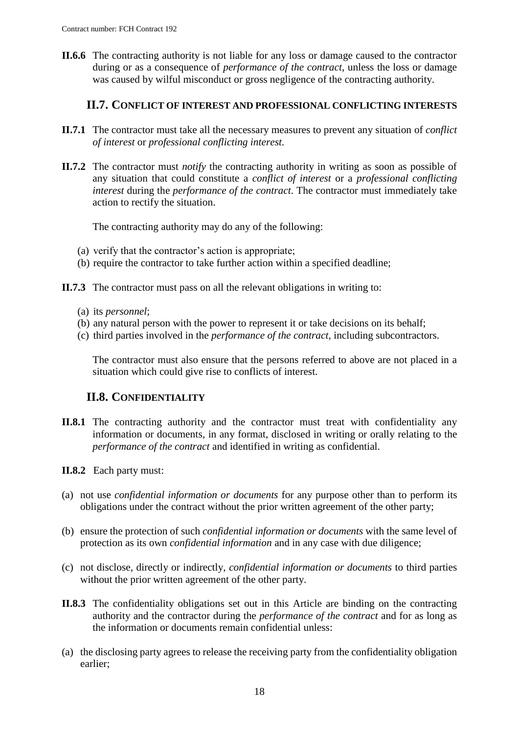**II.6.6** The contracting authority is not liable for any loss or damage caused to the contractor during or as a consequence of *performance of the contract*, unless the loss or damage was caused by wilful misconduct or gross negligence of the contracting authority.

## II.7. CONFLICT OF INTEREST AND PROFESSIONAL CONFLICTING INTERESTS

**II.7.1** The contractor must take all the necessary measures to prevent any situation of *conflict of interest* or *professional conflicting interest.*

**II.7.2** The contractor must *notify* the contracting authority in writing as soon as possible of any situation that could constitute a *conflict of interest* or a *professional conflicting interest* during the *performance of the contract*. The contractor must immediately take action to rectify the situation.

The contracting authority may do any of the following:

(a) verify that the contractor's action is appropriate;
(b) require the contractor to take further action within a specified deadline;

**II.7.3** The contractor must pass on all the relevant obligations in writing to:

(a) its *personnel*;
(b) any natural person with the power to represent it or take decisions on its behalf;
(c) third parties involved in the *performance of the contract*, including subcontractors.

The contractor must also ensure that the persons referred to above are not placed in a situation which could give rise to conflicts of interest.

## II.8. CONFIDENTIALITY

**II.8.1** The contracting authority and the contractor must treat with confidentiality any information or documents, in any format, disclosed in writing or orally relating to the *performance of the contract* and identified in writing as confidential.

**II.8.2** Each party must:

(a) not use *confidential information or documents* for any purpose other than to perform its obligations under the contract without the prior written agreement of the other party;

(b) ensure the protection of such *confidential information or documents* with the same level of protection as its own *confidential information* and in any case with due diligence;

(c) not disclose, directly or indirectly, *confidential information or documents* to third parties without the prior written agreement of the other party.

**II.8.3** The confidentiality obligations set out in this Article are binding on the contracting authority and the contractor during the *performance of the contract* and for as long as the information or documents remain confidential unless:

(a) the disclosing party agrees to release the receiving party from the confidentiality obligation earlier;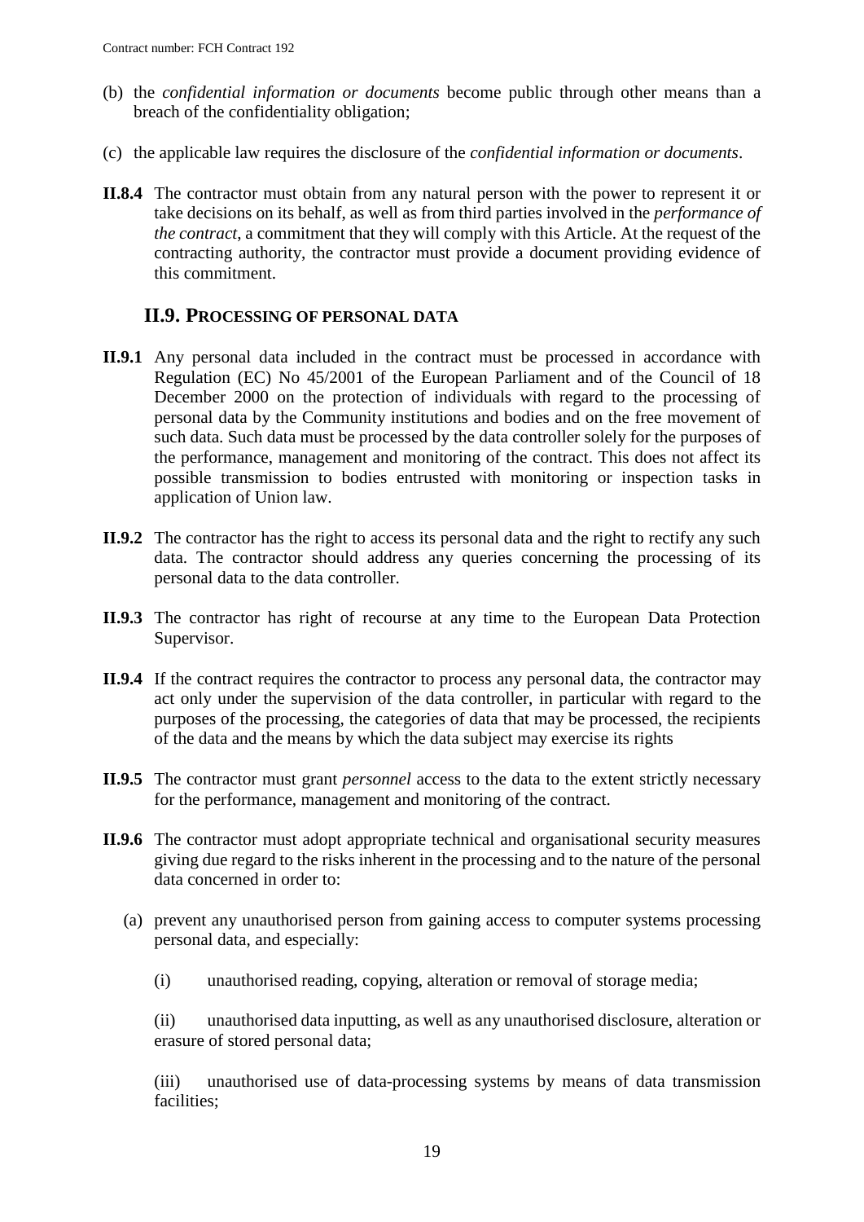(b) the *confidential information or documents* become public through other means than a breach of the confidentiality obligation;

(c) the applicable law requires the disclosure of the *confidential information or documents*.

**II.8.4** The contractor must obtain from any natural person with the power to represent it or take decisions on its behalf, as well as from third parties involved in the *performance of the contract*, a commitment that they will comply with this Article. At the request of the contracting authority, the contractor must provide a document providing evidence of this commitment.

## II.9. PROCESSING OF PERSONAL DATA

**II.9.1** Any personal data included in the contract must be processed in accordance with Regulation (EC) No 45/2001 of the European Parliament and of the Council of 18 December 2000 on the protection of individuals with regard to the processing of personal data by the Community institutions and bodies and on the free movement of such data. Such data must be processed by the data controller solely for the purposes of the performance, management and monitoring of the contract. This does not affect its possible transmission to bodies entrusted with monitoring or inspection tasks in application of Union law.

**II.9.2** The contractor has the right to access its personal data and the right to rectify any such data. The contractor should address any queries concerning the processing of its personal data to the data controller.

**II.9.3** The contractor has right of recourse at any time to the European Data Protection Supervisor.

**II.9.4** If the contract requires the contractor to process any personal data, the contractor may act only under the supervision of the data controller, in particular with regard to the purposes of the processing, the categories of data that may be processed, the recipients of the data and the means by which the data subject may exercise its rights

**II.9.5** The contractor must grant *personnel* access to the data to the extent strictly necessary for the performance, management and monitoring of the contract.

**II.9.6** The contractor must adopt appropriate technical and organisational security measures giving due regard to the risks inherent in the processing and to the nature of the personal data concerned in order to:

(a) prevent any unauthorised person from gaining access to computer systems processing personal data, and especially:

(i) unauthorised reading, copying, alteration or removal of storage media;

(ii) unauthorised data inputting, as well as any unauthorised disclosure, alteration or erasure of stored personal data;

(iii) unauthorised use of data-processing systems by means of data transmission facilities;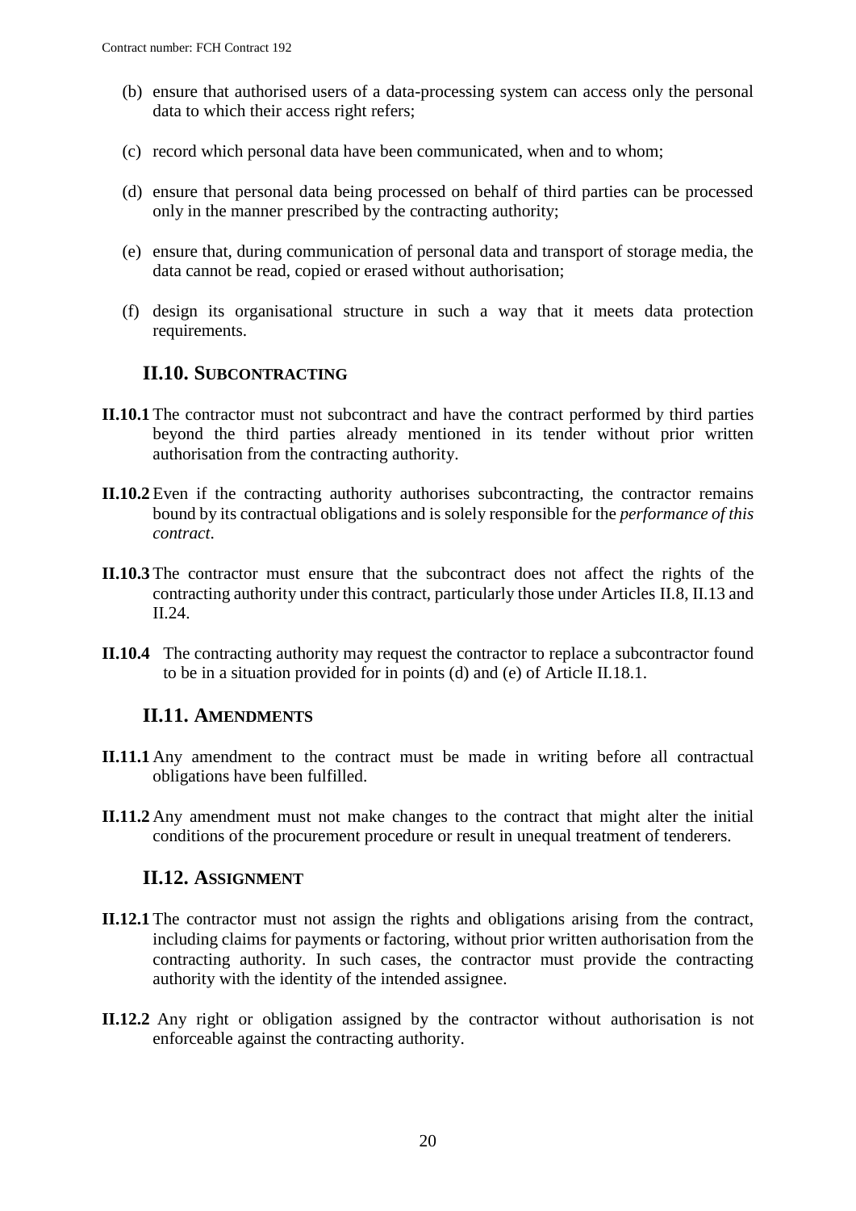(b) ensure that authorised users of a data-processing system can access only the personal data to which their access right refers;

(c) record which personal data have been communicated, when and to whom;

(d) ensure that personal data being processed on behalf of third parties can be processed only in the manner prescribed by the contracting authority;

(e) ensure that, during communication of personal data and transport of storage media, the data cannot be read, copied or erased without authorisation;

(f) design its organisational structure in such a way that it meets data protection requirements.

## II.10. Subcontracting

**II.10.1** The contractor must not subcontract and have the contract performed by third parties beyond the third parties already mentioned in its tender without prior written authorisation from the contracting authority.

**II.10.2** Even if the contracting authority authorises subcontracting, the contractor remains bound by its contractual obligations and is solely responsible for the *performance of this contract*.

**II.10.3** The contractor must ensure that the subcontract does not affect the rights of the contracting authority under this contract, particularly those under Articles II.8, II.13 and II.24.

**II.10.4** The contracting authority may request the contractor to replace a subcontractor found to be in a situation provided for in points (d) and (e) of Article II.18.1.

## II.11. Amendments

**II.11.1** Any amendment to the contract must be made in writing before all contractual obligations have been fulfilled.

**II.11.2** Any amendment must not make changes to the contract that might alter the initial conditions of the procurement procedure or result in unequal treatment of tenderers.

## II.12. Assignment

**II.12.1** The contractor must not assign the rights and obligations arising from the contract, including claims for payments or factoring, without prior written authorisation from the contracting authority. In such cases, the contractor must provide the contracting authority with the identity of the intended assignee.

**II.12.2** Any right or obligation assigned by the contractor without authorisation is not enforceable against the contracting authority.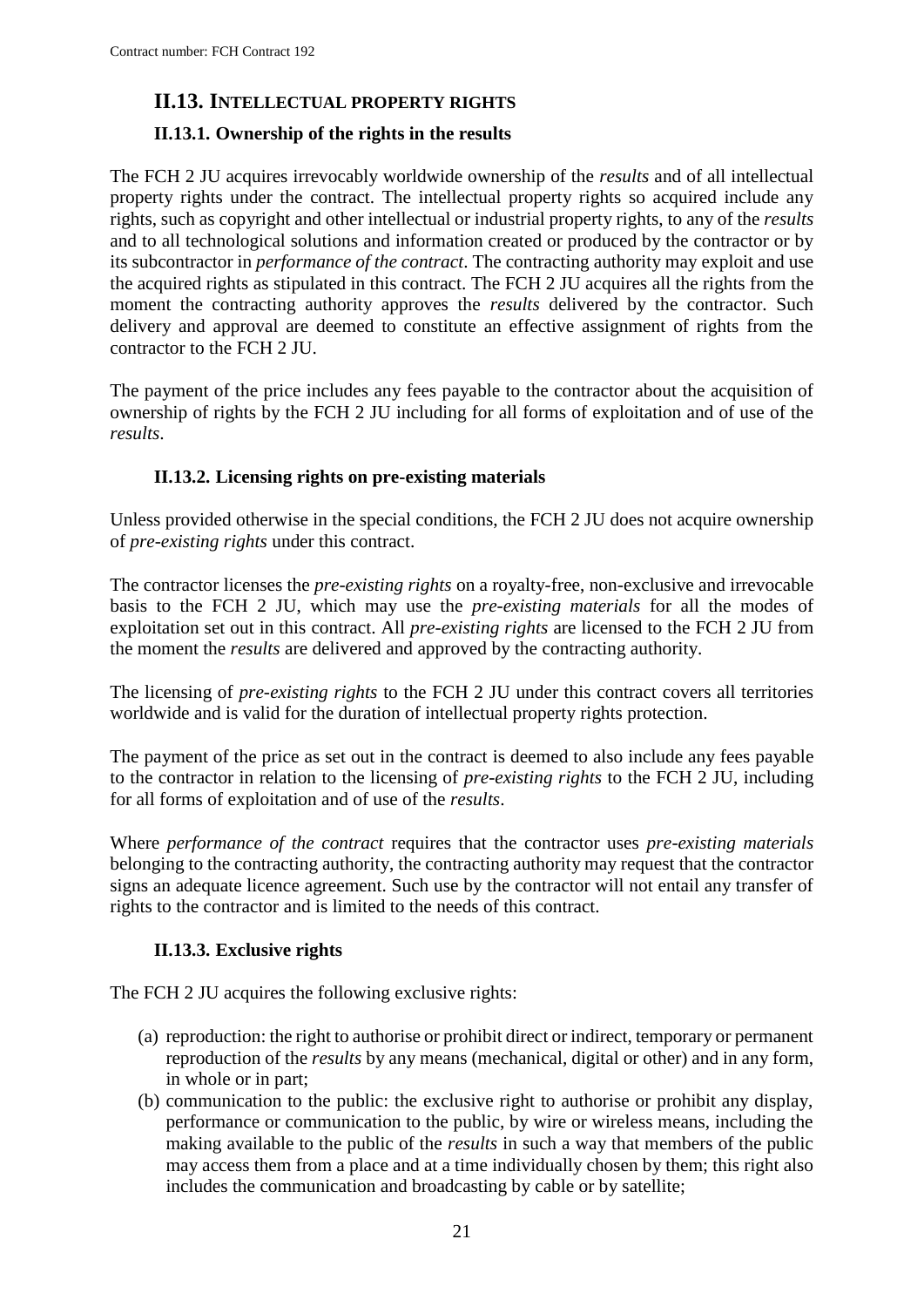## II.13. INTELLECTUAL PROPERTY RIGHTS

### II.13.1. Ownership of the rights in the results

The FCH 2 JU acquires irrevocably worldwide ownership of the *results* and of all intellectual property rights under the contract. The intellectual property rights so acquired include any rights, such as copyright and other intellectual or industrial property rights, to any of the *results* and to all technological solutions and information created or produced by the contractor or by its subcontractor in *performance of the contract*. The contracting authority may exploit and use the acquired rights as stipulated in this contract. The FCH 2 JU acquires all the rights from the moment the contracting authority approves the *results* delivered by the contractor. Such delivery and approval are deemed to constitute an effective assignment of rights from the contractor to the FCH 2 JU.

The payment of the price includes any fees payable to the contractor about the acquisition of ownership of rights by the FCH 2 JU including for all forms of exploitation and of use of the *results*.

### II.13.2. Licensing rights on pre-existing materials

Unless provided otherwise in the special conditions, the FCH 2 JU does not acquire ownership of *pre-existing rights* under this contract.

The contractor licenses the *pre-existing rights* on a royalty-free, non-exclusive and irrevocable basis to the FCH 2 JU, which may use the *pre-existing materials* for all the modes of exploitation set out in this contract. All *pre-existing rights* are licensed to the FCH 2 JU from the moment the *results* are delivered and approved by the contracting authority.

The licensing of *pre-existing rights* to the FCH 2 JU under this contract covers all territories worldwide and is valid for the duration of intellectual property rights protection.

The payment of the price as set out in the contract is deemed to also include any fees payable to the contractor in relation to the licensing of *pre-existing rights* to the FCH 2 JU, including for all forms of exploitation and of use of the *results*.

Where *performance of the contract* requires that the contractor uses *pre-existing materials* belonging to the contracting authority, the contracting authority may request that the contractor signs an adequate licence agreement. Such use by the contractor will not entail any transfer of rights to the contractor and is limited to the needs of this contract.

### II.13.3. Exclusive rights

The FCH 2 JU acquires the following exclusive rights:

(a) reproduction: the right to authorise or prohibit direct or indirect, temporary or permanent reproduction of the *results* by any means (mechanical, digital or other) and in any form, in whole or in part;

(b) communication to the public: the exclusive right to authorise or prohibit any display, performance or communication to the public, by wire or wireless means, including the making available to the public of the *results* in such a way that members of the public may access them from a place and at a time individually chosen by them; this right also includes the communication and broadcasting by cable or by satellite;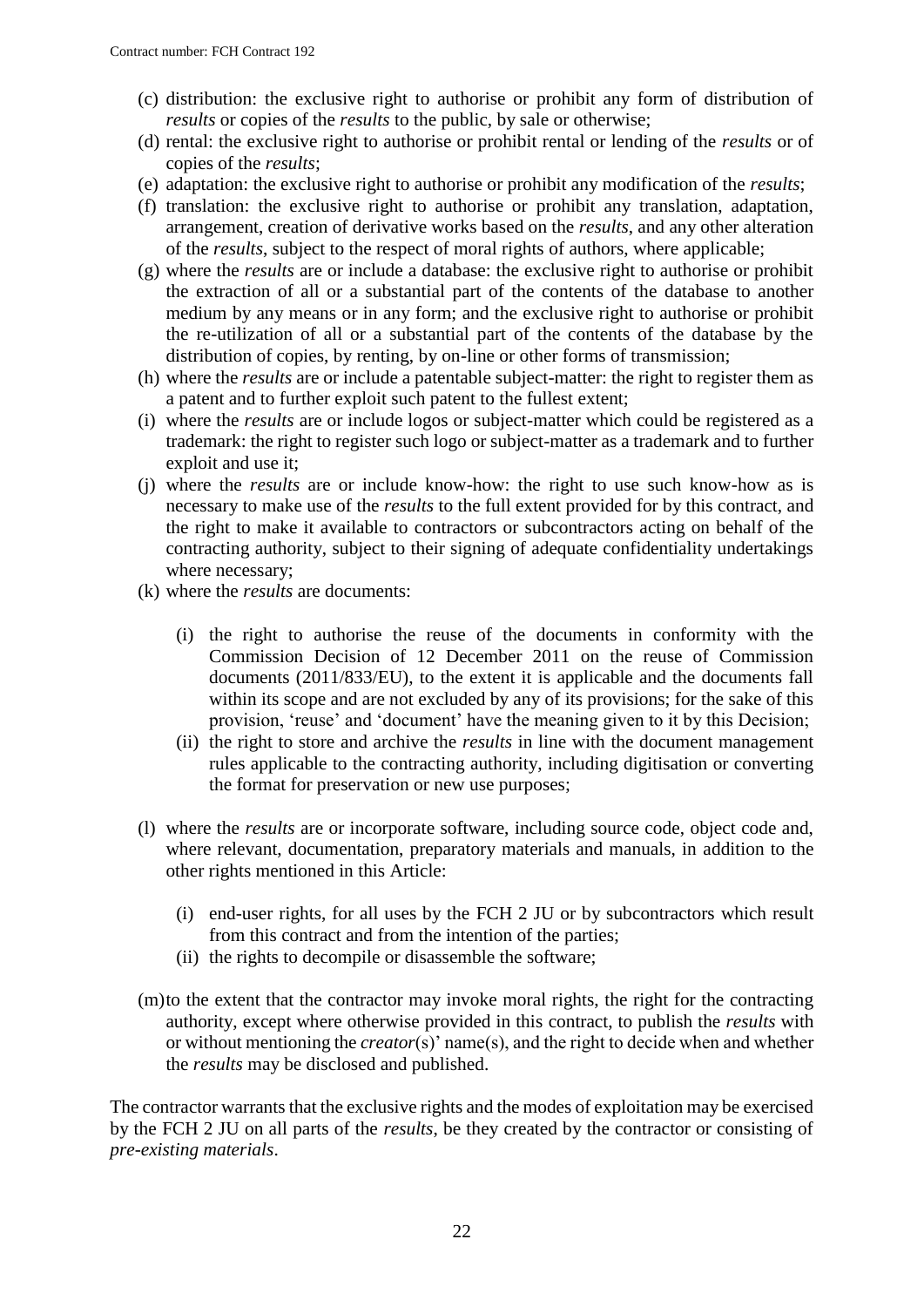(c) distribution: the exclusive right to authorise or prohibit any form of distribution of *results* or copies of the *results* to the public, by sale or otherwise;

(d) rental: the exclusive right to authorise or prohibit rental or lending of the *results* or of copies of the *results*;

(e) adaptation: the exclusive right to authorise or prohibit any modification of the *results*;

(f) translation: the exclusive right to authorise or prohibit any translation, adaptation, arrangement, creation of derivative works based on the *results*, and any other alteration of the *results*, subject to the respect of moral rights of authors, where applicable;

(g) where the *results* are or include a database: the exclusive right to authorise or prohibit the extraction of all or a substantial part of the contents of the database to another medium by any means or in any form; and the exclusive right to authorise or prohibit the re-utilization of all or a substantial part of the contents of the database by the distribution of copies, by renting, by on-line or other forms of transmission;

(h) where the *results* are or include a patentable subject-matter: the right to register them as a patent and to further exploit such patent to the fullest extent;

(i) where the *results* are or include logos or subject-matter which could be registered as a trademark: the right to register such logo or subject-matter as a trademark and to further exploit and use it;

(j) where the *results* are or include know-how: the right to use such know-how as is necessary to make use of the *results* to the full extent provided for by this contract, and the right to make it available to contractors or subcontractors acting on behalf of the contracting authority, subject to their signing of adequate confidentiality undertakings where necessary;

(k) where the *results* are documents:

   (i) the right to authorise the reuse of the documents in conformity with the Commission Decision of 12 December 2011 on the reuse of Commission documents (2011/833/EU), to the extent it is applicable and the documents fall within its scope and are not excluded by any of its provisions; for the sake of this provision, 'reuse' and 'document' have the meaning given to it by this Decision;

   (ii) the right to store and archive the *results* in line with the document management rules applicable to the contracting authority, including digitisation or converting the format for preservation or new use purposes;

(l) where the *results* are or incorporate software, including source code, object code and, where relevant, documentation, preparatory materials and manuals, in addition to the other rights mentioned in this Article:

   (i) end-user rights, for all uses by the FCH 2 JU or by subcontractors which result from this contract and from the intention of the parties;

   (ii) the rights to decompile or disassemble the software;

(m) to the extent that the contractor may invoke moral rights, the right for the contracting authority, except where otherwise provided in this contract, to publish the *results* with or without mentioning the *creator*(s)' name(s), and the right to decide when and whether the *results* may be disclosed and published.

The contractor warrants that the exclusive rights and the modes of exploitation may be exercised by the FCH 2 JU on all parts of the *results*, be they created by the contractor or consisting of *pre-existing materials*.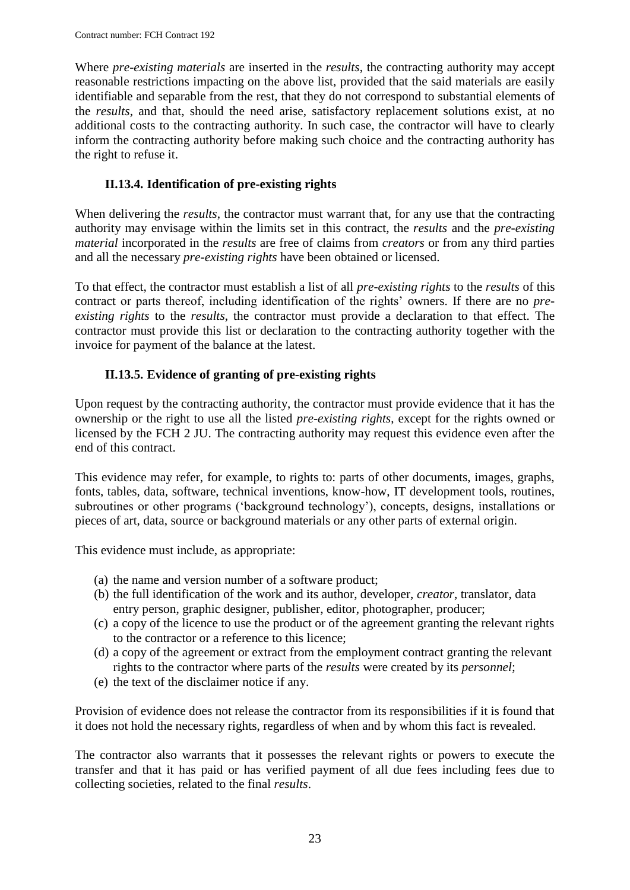Where *pre-existing materials* are inserted in the *results*, the contracting authority may accept reasonable restrictions impacting on the above list, provided that the said materials are easily identifiable and separable from the rest, that they do not correspond to substantial elements of the *results*, and that, should the need arise, satisfactory replacement solutions exist, at no additional costs to the contracting authority. In such case, the contractor will have to clearly inform the contracting authority before making such choice and the contracting authority has the right to refuse it.

### II.13.4. Identification of pre-existing rights

When delivering the *results*, the contractor must warrant that, for any use that the contracting authority may envisage within the limits set in this contract, the *results* and the *pre-existing material* incorporated in the *results* are free of claims from *creators* or from any third parties and all the necessary *pre-existing rights* have been obtained or licensed.

To that effect, the contractor must establish a list of all *pre-existing rights* to the *results* of this contract or parts thereof, including identification of the rights' owners. If there are no *pre-existing rights* to the *results*, the contractor must provide a declaration to that effect. The contractor must provide this list or declaration to the contracting authority together with the invoice for payment of the balance at the latest.

### II.13.5. Evidence of granting of pre-existing rights

Upon request by the contracting authority, the contractor must provide evidence that it has the ownership or the right to use all the listed *pre-existing rights*, except for the rights owned or licensed by the FCH 2 JU. The contracting authority may request this evidence even after the end of this contract.

This evidence may refer, for example, to rights to: parts of other documents, images, graphs, fonts, tables, data, software, technical inventions, know-how, IT development tools, routines, subroutines or other programs ('background technology'), concepts, designs, installations or pieces of art, data, source or background materials or any other parts of external origin.

This evidence must include, as appropriate:

(a) the name and version number of a software product;
(b) the full identification of the work and its author, developer, *creator*, translator, data entry person, graphic designer, publisher, editor, photographer, producer;
(c) a copy of the licence to use the product or of the agreement granting the relevant rights to the contractor or a reference to this licence;
(d) a copy of the agreement or extract from the employment contract granting the relevant rights to the contractor where parts of the *results* were created by its *personnel*;
(e) the text of the disclaimer notice if any.

Provision of evidence does not release the contractor from its responsibilities if it is found that it does not hold the necessary rights, regardless of when and by whom this fact is revealed.

The contractor also warrants that it possesses the relevant rights or powers to execute the transfer and that it has paid or has verified payment of all due fees including fees due to collecting societies, related to the final *results*.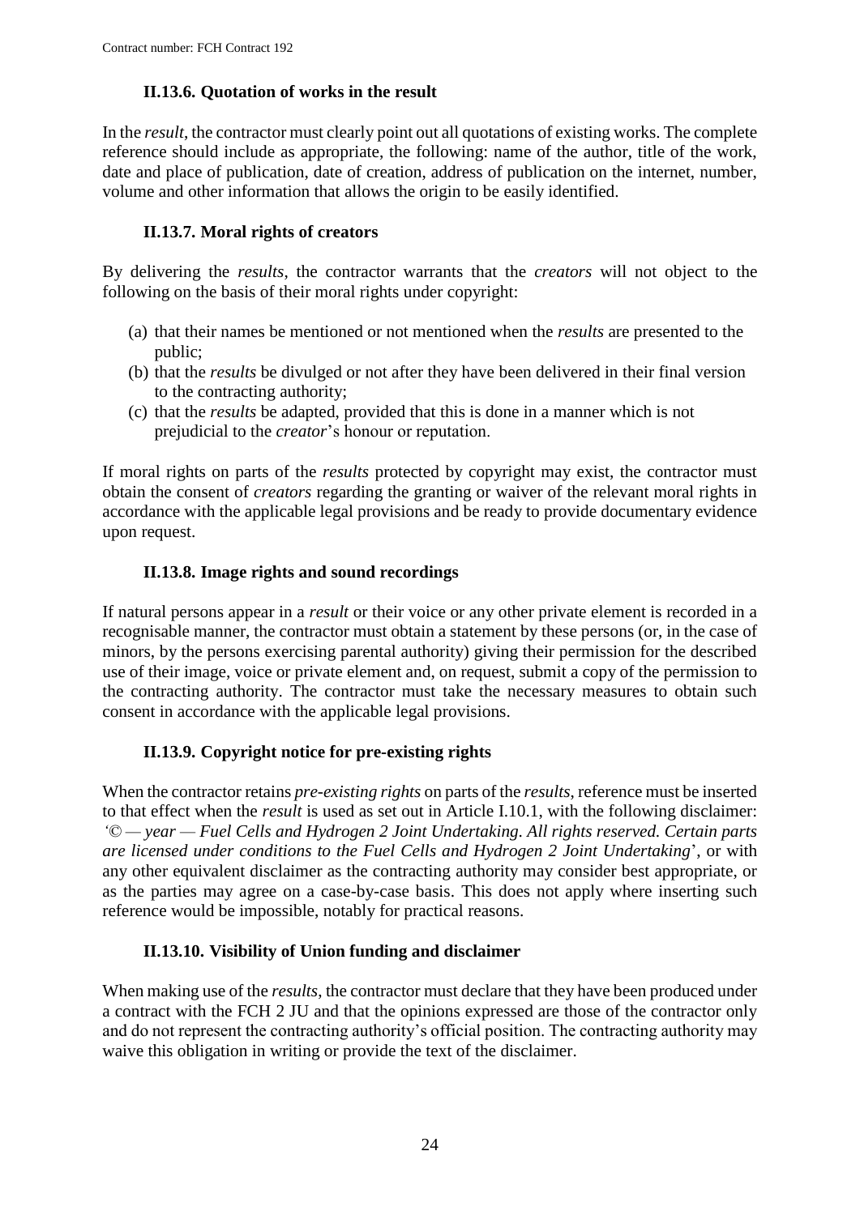### II.13.6. Quotation of works in the result

In the *result*, the contractor must clearly point out all quotations of existing works. The complete reference should include as appropriate, the following: name of the author, title of the work, date and place of publication, date of creation, address of publication on the internet, number, volume and other information that allows the origin to be easily identified.

### II.13.7. Moral rights of creators

By delivering the *results*, the contractor warrants that the *creators* will not object to the following on the basis of their moral rights under copyright:

(a) that their names be mentioned or not mentioned when the *results* are presented to the public;
(b) that the *results* be divulged or not after they have been delivered in their final version to the contracting authority;
(c) that the *results* be adapted, provided that this is done in a manner which is not prejudicial to the *creator*'s honour or reputation.

If moral rights on parts of the *results* protected by copyright may exist, the contractor must obtain the consent of *creators* regarding the granting or waiver of the relevant moral rights in accordance with the applicable legal provisions and be ready to provide documentary evidence upon request.

### II.13.8. Image rights and sound recordings

If natural persons appear in a *result* or their voice or any other private element is recorded in a recognisable manner, the contractor must obtain a statement by these persons (or, in the case of minors, by the persons exercising parental authority) giving their permission for the described use of their image, voice or private element and, on request, submit a copy of the permission to the contracting authority. The contractor must take the necessary measures to obtain such consent in accordance with the applicable legal provisions.

### II.13.9. Copyright notice for pre-existing rights

When the contractor retains *pre-existing rights* on parts of the *results*, reference must be inserted to that effect when the *result* is used as set out in Article I.10.1, with the following disclaimer: '*© — year — Fuel Cells and Hydrogen 2 Joint Undertaking. All rights reserved. Certain parts are licensed under conditions to the Fuel Cells and Hydrogen 2 Joint Undertaking*', or with any other equivalent disclaimer as the contracting authority may consider best appropriate, or as the parties may agree on a case-by-case basis. This does not apply where inserting such reference would be impossible, notably for practical reasons.

### II.13.10. Visibility of Union funding and disclaimer

When making use of the *results*, the contractor must declare that they have been produced under a contract with the FCH 2 JU and that the opinions expressed are those of the contractor only and do not represent the contracting authority's official position. The contracting authority may waive this obligation in writing or provide the text of the disclaimer.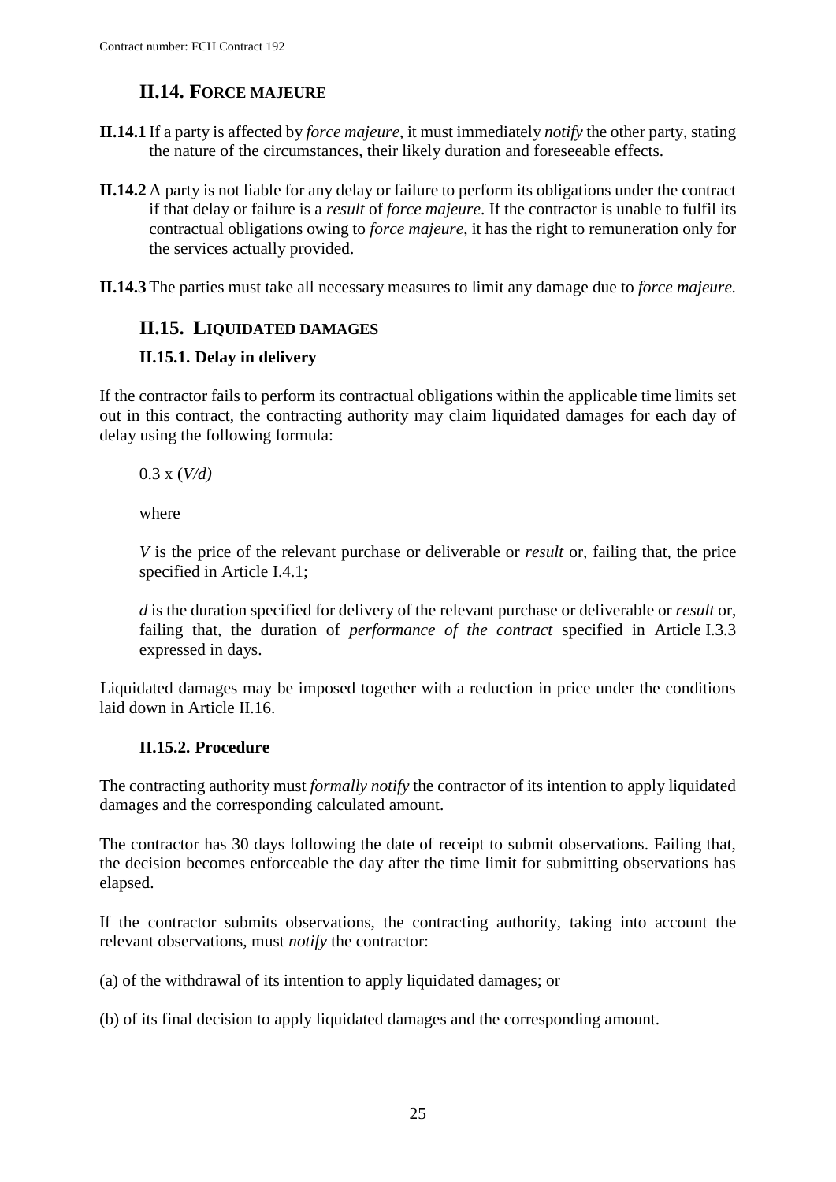## II.14. FORCE MAJEURE

**II.14.1** If a party is affected by *force majeure*, it must immediately *notify* the other party, stating the nature of the circumstances, their likely duration and foreseeable effects.

**II.14.2** A party is not liable for any delay or failure to perform its obligations under the contract if that delay or failure is a *result* of *force majeure*. If the contractor is unable to fulfil its contractual obligations owing to *force majeure*, it has the right to remuneration only for the services actually provided.

**II.14.3** The parties must take all necessary measures to limit any damage due to *force majeure.*

## II.15. LIQUIDATED DAMAGES

### II.15.1. Delay in delivery

If the contractor fails to perform its contractual obligations within the applicable time limits set out in this contract, the contracting authority may claim liquidated damages for each day of delay using the following formula:

$0.3 \times (V/d)$

where

*V* is the price of the relevant purchase or deliverable or *result* or, failing that, the price specified in Article I.4.1;

*d* is the duration specified for delivery of the relevant purchase or deliverable or *result* or, failing that, the duration of *performance of the contract* specified in Article I.3.3 expressed in days.

Liquidated damages may be imposed together with a reduction in price under the conditions laid down in Article II.16.

### II.15.2. Procedure

The contracting authority must *formally notify* the contractor of its intention to apply liquidated damages and the corresponding calculated amount.

The contractor has 30 days following the date of receipt to submit observations. Failing that, the decision becomes enforceable the day after the time limit for submitting observations has elapsed.

If the contractor submits observations, the contracting authority, taking into account the relevant observations, must *notify* the contractor:

(a) of the withdrawal of its intention to apply liquidated damages; or

(b) of its final decision to apply liquidated damages and the corresponding amount.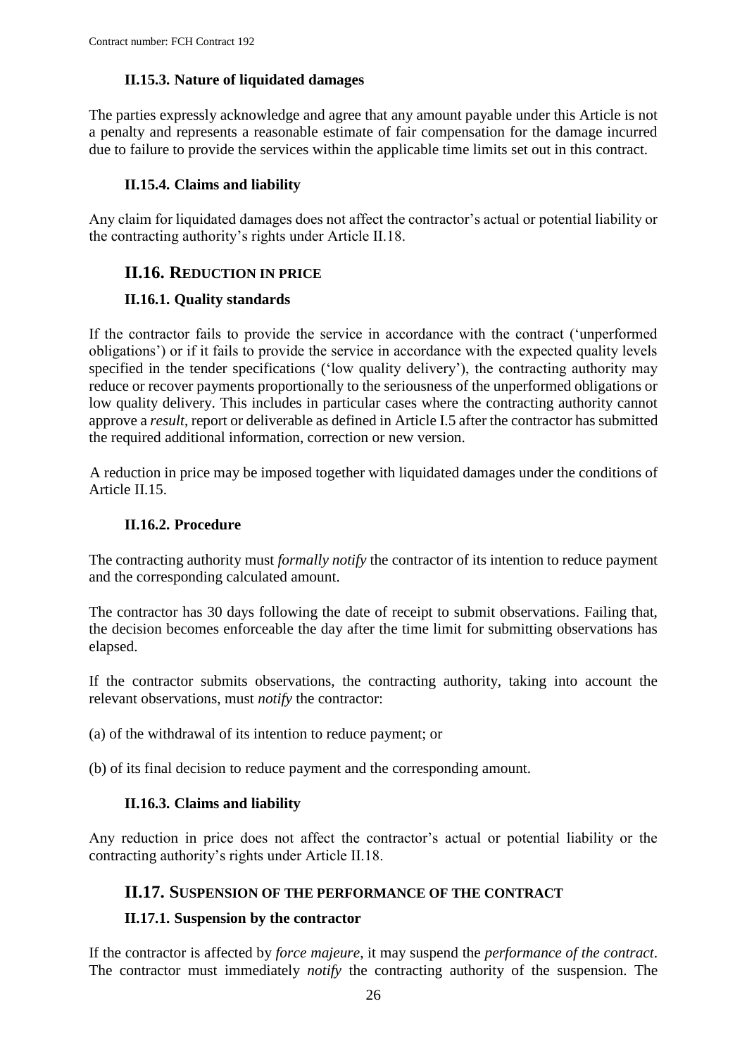### II.15.3. Nature of liquidated damages

The parties expressly acknowledge and agree that any amount payable under this Article is not a penalty and represents a reasonable estimate of fair compensation for the damage incurred due to failure to provide the services within the applicable time limits set out in this contract.

### II.15.4. Claims and liability

Any claim for liquidated damages does not affect the contractor's actual or potential liability or the contracting authority's rights under Article II.18.

## II.16. REDUCTION IN PRICE

### II.16.1. Quality standards

If the contractor fails to provide the service in accordance with the contract ('unperformed obligations') or if it fails to provide the service in accordance with the expected quality levels specified in the tender specifications ('low quality delivery'), the contracting authority may reduce or recover payments proportionally to the seriousness of the unperformed obligations or low quality delivery. This includes in particular cases where the contracting authority cannot approve a *result*, report or deliverable as defined in Article I.5 after the contractor has submitted the required additional information, correction or new version.

A reduction in price may be imposed together with liquidated damages under the conditions of Article II.15.

### II.16.2. Procedure

The contracting authority must *formally notify* the contractor of its intention to reduce payment and the corresponding calculated amount.

The contractor has 30 days following the date of receipt to submit observations. Failing that, the decision becomes enforceable the day after the time limit for submitting observations has elapsed.

If the contractor submits observations, the contracting authority, taking into account the relevant observations, must *notify* the contractor:

(a) of the withdrawal of its intention to reduce payment; or

(b) of its final decision to reduce payment and the corresponding amount.

### II.16.3. Claims and liability

Any reduction in price does not affect the contractor's actual or potential liability or the contracting authority's rights under Article II.18.

## II.17. SUSPENSION OF THE PERFORMANCE OF THE CONTRACT

### II.17.1. Suspension by the contractor

If the contractor is affected by *force majeure*, it may suspend the *performance of the contract*. The contractor must immediately *notify* the contracting authority of the suspension. The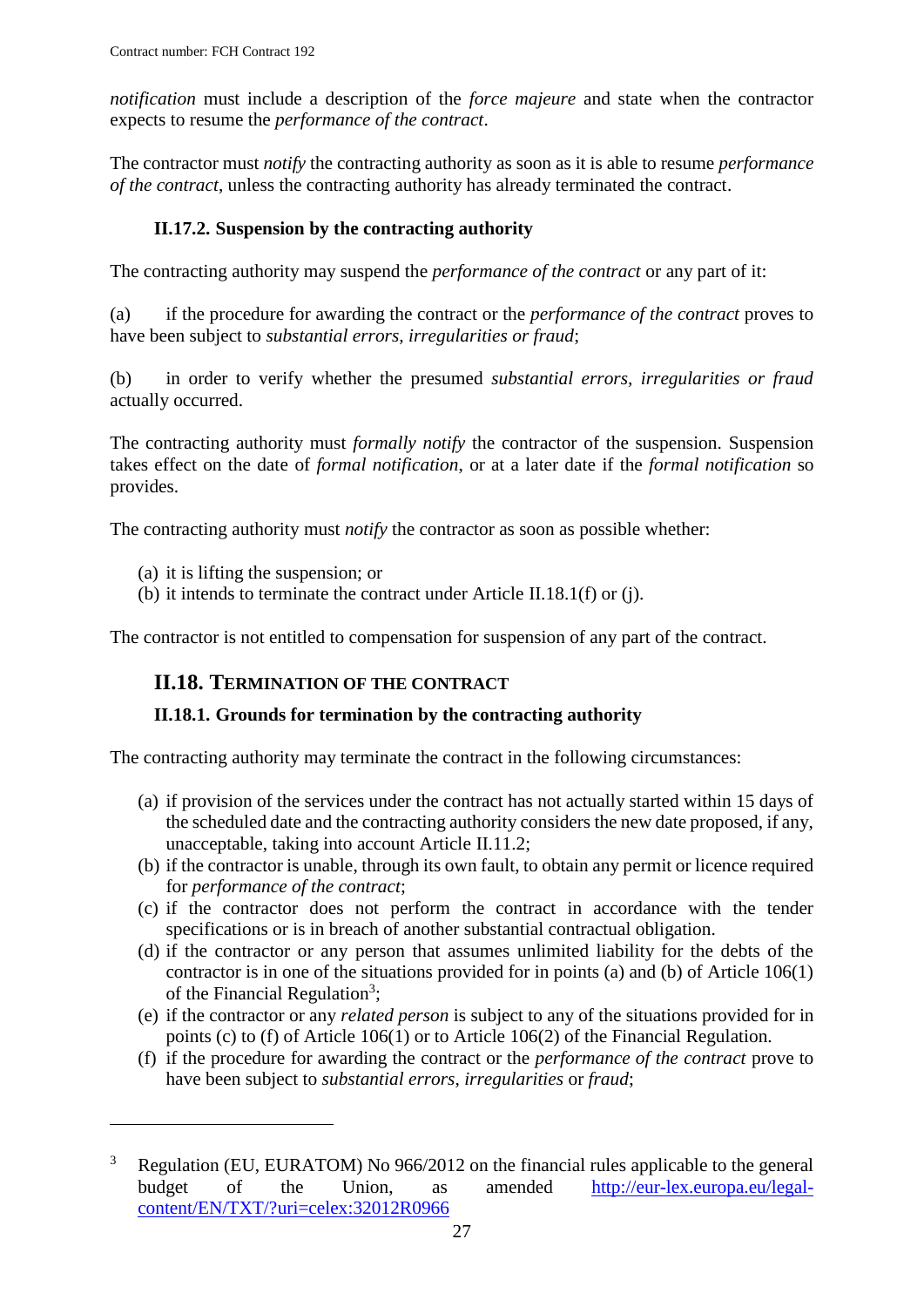*notification* must include a description of the *force majeure* and state when the contractor expects to resume the *performance of the contract*.

The contractor must *notify* the contracting authority as soon as it is able to resume *performance of the contract*, unless the contracting authority has already terminated the contract.

### II.17.2. Suspension by the contracting authority

The contracting authority may suspend the *performance of the contract* or any part of it:

(a) if the procedure for awarding the contract or the *performance of the contract* proves to have been subject to *substantial errors, irregularities or fraud*;

(b) in order to verify whether the presumed *substantial errors, irregularities or fraud* actually occurred.

The contracting authority must *formally notify* the contractor of the suspension. Suspension takes effect on the date of *formal notification*, or at a later date if the *formal notification* so provides.

The contracting authority must *notify* the contractor as soon as possible whether:

(a) it is lifting the suspension; or
(b) it intends to terminate the contract under Article II.18.1(f) or (j).

The contractor is not entitled to compensation for suspension of any part of the contract.

## II.18. Termination of the contract

### II.18.1. Grounds for termination by the contracting authority

The contracting authority may terminate the contract in the following circumstances:

(a) if provision of the services under the contract has not actually started within 15 days of the scheduled date and the contracting authority considers the new date proposed, if any, unacceptable, taking into account Article II.11.2;
(b) if the contractor is unable, through its own fault, to obtain any permit or licence required for *performance of the contract*;
(c) if the contractor does not perform the contract in accordance with the tender specifications or is in breach of another substantial contractual obligation.
(d) if the contractor or any person that assumes unlimited liability for the debts of the contractor is in one of the situations provided for in points (a) and (b) of Article 106(1) of the Financial Regulation[3];
(e) if the contractor or any *related person* is subject to any of the situations provided for in points (c) to (f) of Article 106(1) or to Article 106(2) of the Financial Regulation.
(f) if the procedure for awarding the contract or the *performance of the contract* prove to have been subject to *substantial errors*, *irregularities* or *fraud*;

---

[3] Regulation (EU, EURATOM) No 966/2012 on the financial rules applicable to the general budget of the Union, as amended http://eur-lex.europa.eu/legal-content/EN/TXT/?uri=celex:32012R0966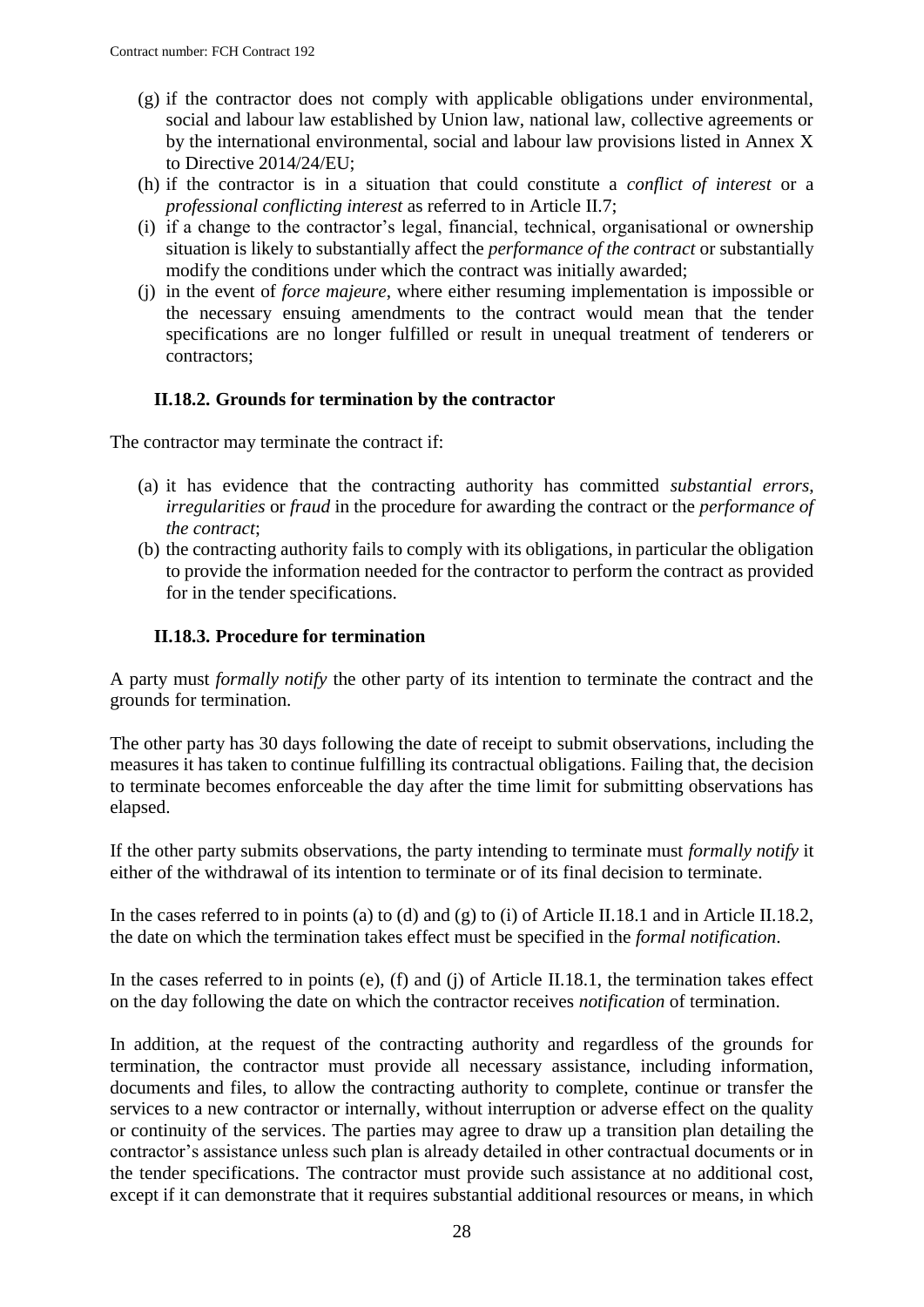(g) if the contractor does not comply with applicable obligations under environmental, social and labour law established by Union law, national law, collective agreements or by the international environmental, social and labour law provisions listed in Annex X to Directive 2014/24/EU;

(h) if the contractor is in a situation that could constitute a *conflict of interest* or a *professional conflicting interest* as referred to in Article II.7;

(i) if a change to the contractor's legal, financial, technical, organisational or ownership situation is likely to substantially affect the *performance of the contract* or substantially modify the conditions under which the contract was initially awarded;

(j) in the event of *force majeure*, where either resuming implementation is impossible or the necessary ensuing amendments to the contract would mean that the tender specifications are no longer fulfilled or result in unequal treatment of tenderers or contractors;

### II.18.2. Grounds for termination by the contractor

The contractor may terminate the contract if:

(a) it has evidence that the contracting authority has committed *substantial errors*, *irregularities* or *fraud* in the procedure for awarding the contract or the *performance of the contract*;

(b) the contracting authority fails to comply with its obligations, in particular the obligation to provide the information needed for the contractor to perform the contract as provided for in the tender specifications.

### II.18.3. Procedure for termination

A party must *formally notify* the other party of its intention to terminate the contract and the grounds for termination.

The other party has 30 days following the date of receipt to submit observations, including the measures it has taken to continue fulfilling its contractual obligations. Failing that, the decision to terminate becomes enforceable the day after the time limit for submitting observations has elapsed.

If the other party submits observations, the party intending to terminate must *formally notify* it either of the withdrawal of its intention to terminate or of its final decision to terminate.

In the cases referred to in points (a) to (d) and (g) to (i) of Article II.18.1 and in Article II.18.2, the date on which the termination takes effect must be specified in the *formal notification*.

In the cases referred to in points (e), (f) and (j) of Article II.18.1, the termination takes effect on the day following the date on which the contractor receives *notification* of termination.

In addition, at the request of the contracting authority and regardless of the grounds for termination, the contractor must provide all necessary assistance, including information, documents and files, to allow the contracting authority to complete, continue or transfer the services to a new contractor or internally, without interruption or adverse effect on the quality or continuity of the services. The parties may agree to draw up a transition plan detailing the contractor's assistance unless such plan is already detailed in other contractual documents or in the tender specifications. The contractor must provide such assistance at no additional cost, except if it can demonstrate that it requires substantial additional resources or means, in which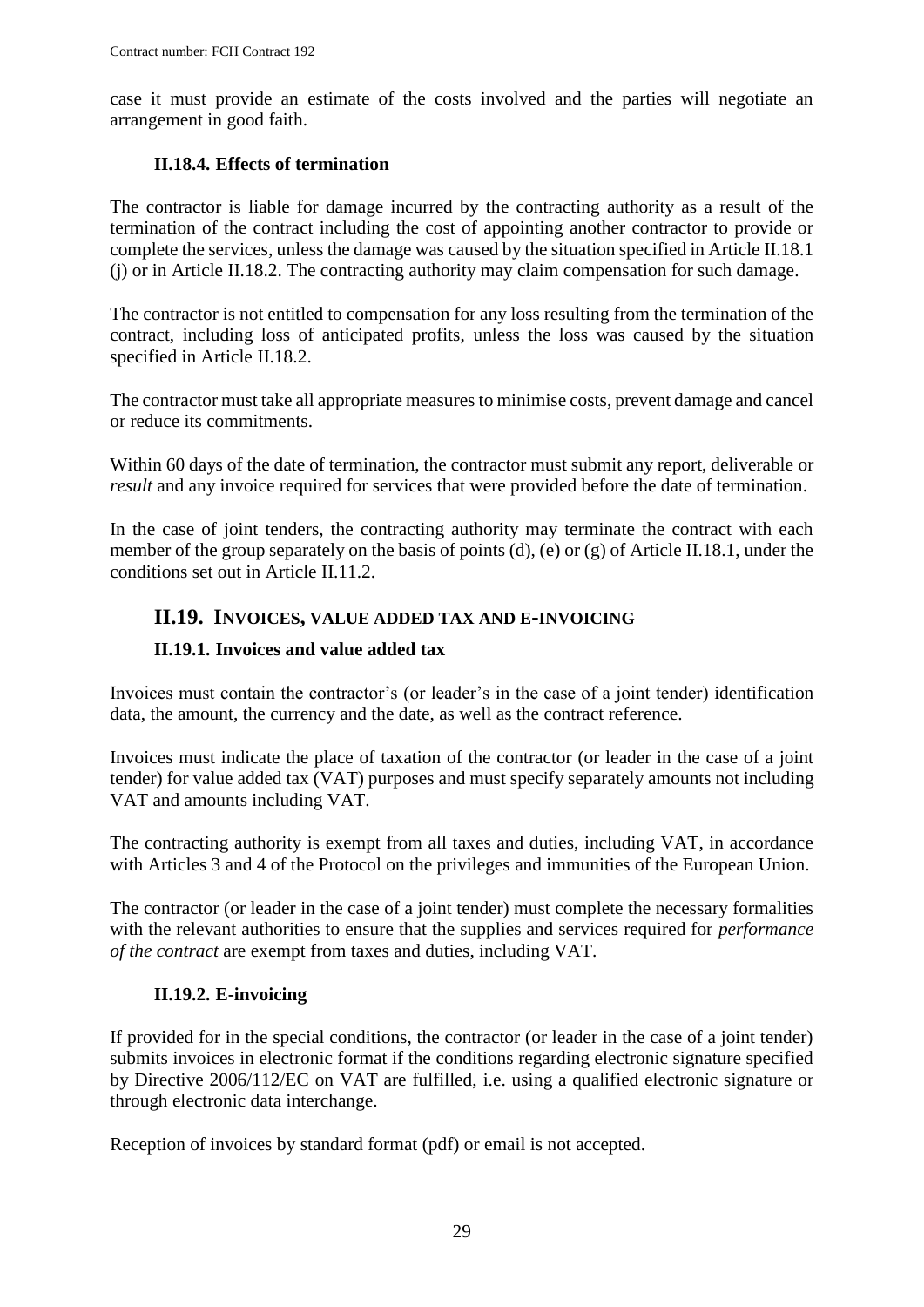case it must provide an estimate of the costs involved and the parties will negotiate an arrangement in good faith.

### II.18.4. Effects of termination

The contractor is liable for damage incurred by the contracting authority as a result of the termination of the contract including the cost of appointing another contractor to provide or complete the services, unless the damage was caused by the situation specified in Article II.18.1 (j) or in Article II.18.2. The contracting authority may claim compensation for such damage.

The contractor is not entitled to compensation for any loss resulting from the termination of the contract, including loss of anticipated profits, unless the loss was caused by the situation specified in Article II.18.2.

The contractor must take all appropriate measures to minimise costs, prevent damage and cancel or reduce its commitments.

Within 60 days of the date of termination, the contractor must submit any report, deliverable or *result* and any invoice required for services that were provided before the date of termination.

In the case of joint tenders, the contracting authority may terminate the contract with each member of the group separately on the basis of points (d), (e) or (g) of Article II.18.1, under the conditions set out in Article II.11.2.

## II.19. INVOICES, VALUE ADDED TAX AND E-INVOICING

### II.19.1. Invoices and value added tax

Invoices must contain the contractor's (or leader's in the case of a joint tender) identification data, the amount, the currency and the date, as well as the contract reference.

Invoices must indicate the place of taxation of the contractor (or leader in the case of a joint tender) for value added tax (VAT) purposes and must specify separately amounts not including VAT and amounts including VAT.

The contracting authority is exempt from all taxes and duties, including VAT, in accordance with Articles 3 and 4 of the Protocol on the privileges and immunities of the European Union.

The contractor (or leader in the case of a joint tender) must complete the necessary formalities with the relevant authorities to ensure that the supplies and services required for *performance of the contract* are exempt from taxes and duties, including VAT.

### II.19.2. E-invoicing

If provided for in the special conditions, the contractor (or leader in the case of a joint tender) submits invoices in electronic format if the conditions regarding electronic signature specified by Directive 2006/112/EC on VAT are fulfilled, i.e. using a qualified electronic signature or through electronic data interchange.

Reception of invoices by standard format (pdf) or email is not accepted.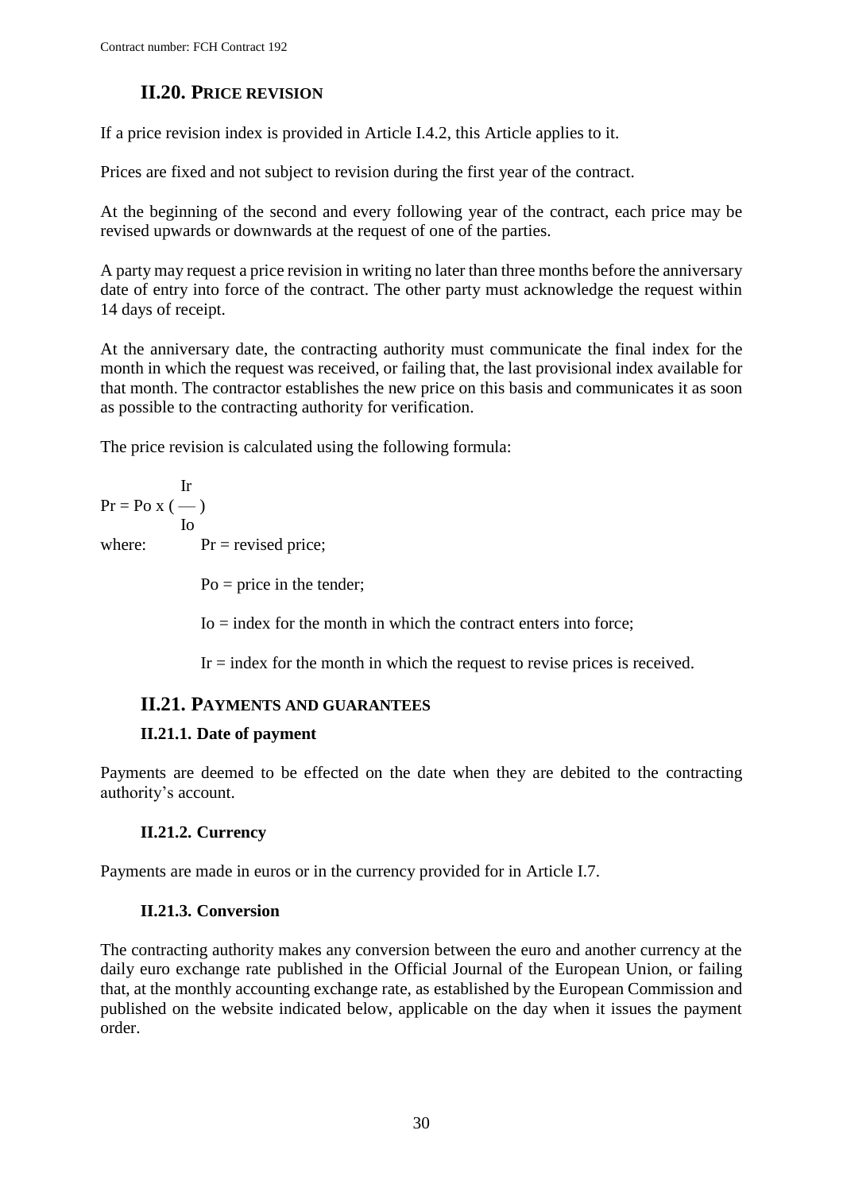## II.20. PRICE REVISION

If a price revision index is provided in Article I.4.2, this Article applies to it.

Prices are fixed and not subject to revision during the first year of the contract.

At the beginning of the second and every following year of the contract, each price may be revised upwards or downwards at the request of one of the parties.

A party may request a price revision in writing no later than three months before the anniversary date of entry into force of the contract. The other party must acknowledge the request within 14 days of receipt.

At the anniversary date, the contracting authority must communicate the final index for the month in which the request was received, or failing that, the last provisional index available for that month. The contractor establishes the new price on this basis and communicates it as soon as possible to the contracting authority for verification.

The price revision is calculated using the following formula:

$$Pr = Po \times \left( \frac{Ir}{Io} \right)$$

where: $Pr$ = revised price;

$Po$ = price in the tender;

$Io$ = index for the month in which the contract enters into force;

$Ir$ = index for the month in which the request to revise prices is received.

## II.21. PAYMENTS AND GUARANTEES

### II.21.1. Date of payment

Payments are deemed to be effected on the date when they are debited to the contracting authority's account.

### II.21.2. Currency

Payments are made in euros or in the currency provided for in Article I.7.

### II.21.3. Conversion

The contracting authority makes any conversion between the euro and another currency at the daily euro exchange rate published in the Official Journal of the European Union, or failing that, at the monthly accounting exchange rate, as established by the European Commission and published on the website indicated below, applicable on the day when it issues the payment order.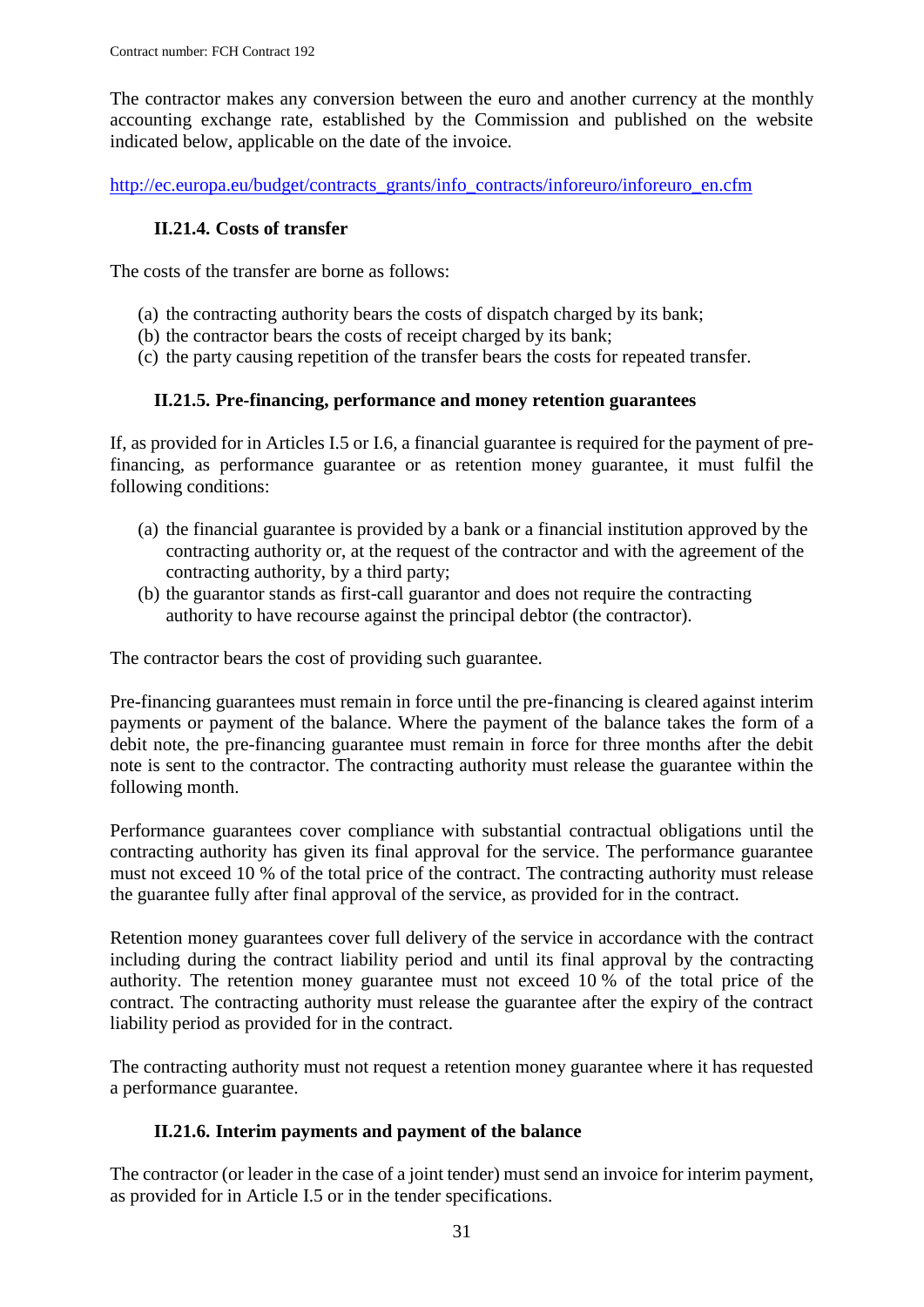The contractor makes any conversion between the euro and another currency at the monthly accounting exchange rate, established by the Commission and published on the website indicated below, applicable on the date of the invoice.

http://ec.europa.eu/budget/contracts_grants/info_contracts/inforeuro/inforeuro_en.cfm

### II.21.4. Costs of transfer

The costs of the transfer are borne as follows:

(a) the contracting authority bears the costs of dispatch charged by its bank;
(b) the contractor bears the costs of receipt charged by its bank;
(c) the party causing repetition of the transfer bears the costs for repeated transfer.

### II.21.5. Pre-financing, performance and money retention guarantees

If, as provided for in Articles I.5 or I.6, a financial guarantee is required for the payment of pre-financing, as performance guarantee or as retention money guarantee, it must fulfil the following conditions:

(a) the financial guarantee is provided by a bank or a financial institution approved by the contracting authority or, at the request of the contractor and with the agreement of the contracting authority, by a third party;
(b) the guarantor stands as first-call guarantor and does not require the contracting authority to have recourse against the principal debtor (the contractor).

The contractor bears the cost of providing such guarantee.

Pre-financing guarantees must remain in force until the pre-financing is cleared against interim payments or payment of the balance. Where the payment of the balance takes the form of a debit note, the pre-financing guarantee must remain in force for three months after the debit note is sent to the contractor. The contracting authority must release the guarantee within the following month.

Performance guarantees cover compliance with substantial contractual obligations until the contracting authority has given its final approval for the service. The performance guarantee must not exceed 10 % of the total price of the contract. The contracting authority must release the guarantee fully after final approval of the service, as provided for in the contract.

Retention money guarantees cover full delivery of the service in accordance with the contract including during the contract liability period and until its final approval by the contracting authority. The retention money guarantee must not exceed 10 % of the total price of the contract. The contracting authority must release the guarantee after the expiry of the contract liability period as provided for in the contract.

The contracting authority must not request a retention money guarantee where it has requested a performance guarantee.

### II.21.6. Interim payments and payment of the balance

The contractor (or leader in the case of a joint tender) must send an invoice for interim payment, as provided for in Article I.5 or in the tender specifications.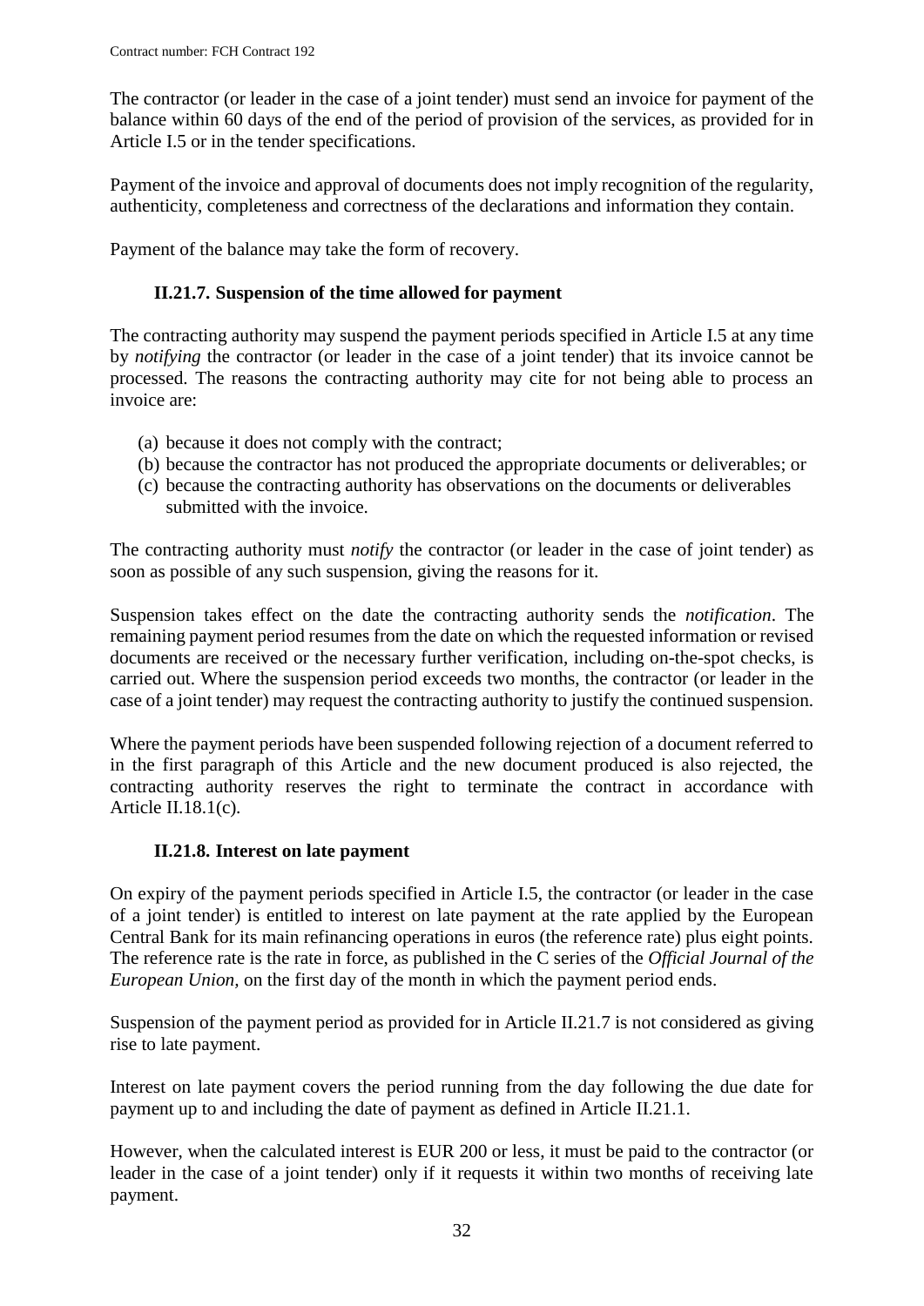The contractor (or leader in the case of a joint tender) must send an invoice for payment of the balance within 60 days of the end of the period of provision of the services, as provided for in Article I.5 or in the tender specifications.

Payment of the invoice and approval of documents does not imply recognition of the regularity, authenticity, completeness and correctness of the declarations and information they contain.

Payment of the balance may take the form of recovery.

### II.21.7. Suspension of the time allowed for payment

The contracting authority may suspend the payment periods specified in Article I.5 at any time by *notifying* the contractor (or leader in the case of a joint tender) that its invoice cannot be processed. The reasons the contracting authority may cite for not being able to process an invoice are:

(a) because it does not comply with the contract;
(b) because the contractor has not produced the appropriate documents or deliverables; or
(c) because the contracting authority has observations on the documents or deliverables submitted with the invoice.

The contracting authority must *notify* the contractor (or leader in the case of joint tender) as soon as possible of any such suspension, giving the reasons for it.

Suspension takes effect on the date the contracting authority sends the *notification*. The remaining payment period resumes from the date on which the requested information or revised documents are received or the necessary further verification, including on-the-spot checks, is carried out. Where the suspension period exceeds two months, the contractor (or leader in the case of a joint tender) may request the contracting authority to justify the continued suspension.

Where the payment periods have been suspended following rejection of a document referred to in the first paragraph of this Article and the new document produced is also rejected, the contracting authority reserves the right to terminate the contract in accordance with Article II.18.1(c).

### II.21.8. Interest on late payment

On expiry of the payment periods specified in Article I.5, the contractor (or leader in the case of a joint tender) is entitled to interest on late payment at the rate applied by the European Central Bank for its main refinancing operations in euros (the reference rate) plus eight points. The reference rate is the rate in force, as published in the C series of the *Official Journal of the European Union,* on the first day of the month in which the payment period ends.

Suspension of the payment period as provided for in Article II.21.7 is not considered as giving rise to late payment.

Interest on late payment covers the period running from the day following the due date for payment up to and including the date of payment as defined in Article II.21.1.

However, when the calculated interest is EUR 200 or less, it must be paid to the contractor (or leader in the case of a joint tender) only if it requests it within two months of receiving late payment.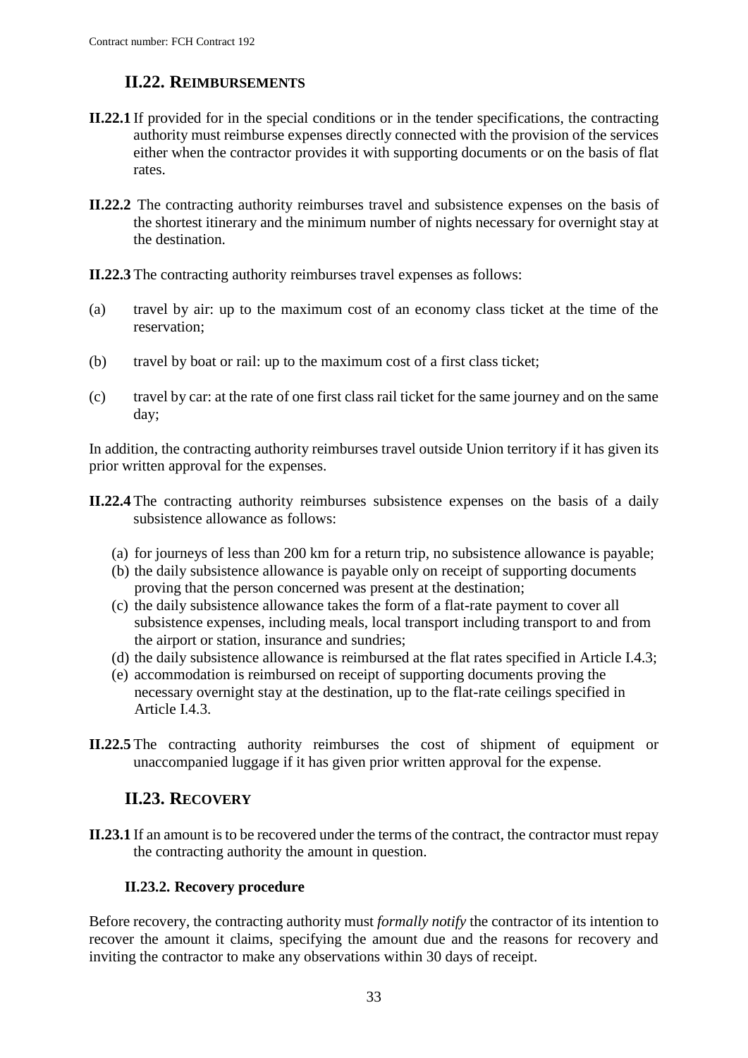## II.22. REIMBURSEMENTS

**II.22.1** If provided for in the special conditions or in the tender specifications, the contracting authority must reimburse expenses directly connected with the provision of the services either when the contractor provides it with supporting documents or on the basis of flat rates.

**II.22.2** The contracting authority reimburses travel and subsistence expenses on the basis of the shortest itinerary and the minimum number of nights necessary for overnight stay at the destination.

**II.22.3** The contracting authority reimburses travel expenses as follows:

(a) travel by air: up to the maximum cost of an economy class ticket at the time of the reservation;

(b) travel by boat or rail: up to the maximum cost of a first class ticket;

(c) travel by car: at the rate of one first class rail ticket for the same journey and on the same day;

In addition, the contracting authority reimburses travel outside Union territory if it has given its prior written approval for the expenses.

**II.22.4** The contracting authority reimburses subsistence expenses on the basis of a daily subsistence allowance as follows:

(a) for journeys of less than 200 km for a return trip, no subsistence allowance is payable;
(b) the daily subsistence allowance is payable only on receipt of supporting documents proving that the person concerned was present at the destination;
(c) the daily subsistence allowance takes the form of a flat-rate payment to cover all subsistence expenses, including meals, local transport including transport to and from the airport or station, insurance and sundries;
(d) the daily subsistence allowance is reimbursed at the flat rates specified in Article I.4.3;
(e) accommodation is reimbursed on receipt of supporting documents proving the necessary overnight stay at the destination, up to the flat-rate ceilings specified in Article I.4.3.

**II.22.5** The contracting authority reimburses the cost of shipment of equipment or unaccompanied luggage if it has given prior written approval for the expense.

## II.23. RECOVERY

**II.23.1** If an amount is to be recovered under the terms of the contract, the contractor must repay the contracting authority the amount in question.

### II.23.2. Recovery procedure

Before recovery, the contracting authority must *formally notify* the contractor of its intention to recover the amount it claims, specifying the amount due and the reasons for recovery and inviting the contractor to make any observations within 30 days of receipt.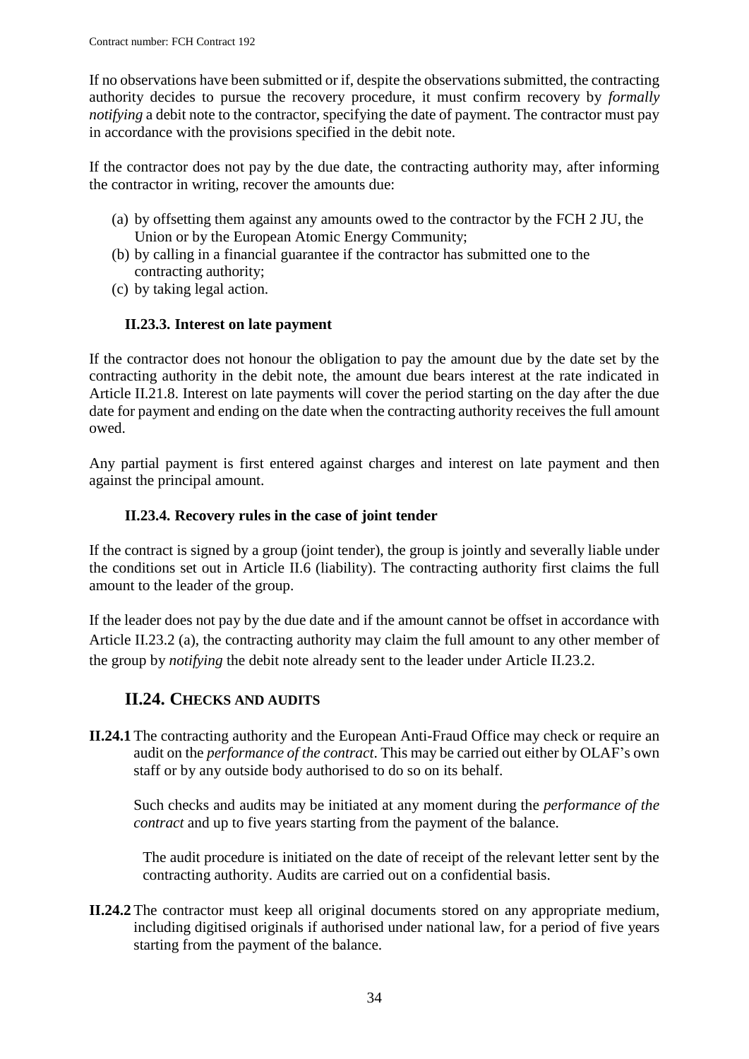If no observations have been submitted or if, despite the observations submitted, the contracting authority decides to pursue the recovery procedure, it must confirm recovery by *formally notifying* a debit note to the contractor, specifying the date of payment. The contractor must pay in accordance with the provisions specified in the debit note.

If the contractor does not pay by the due date, the contracting authority may, after informing the contractor in writing, recover the amounts due:

(a) by offsetting them against any amounts owed to the contractor by the FCH 2 JU, the Union or by the European Atomic Energy Community;
(b) by calling in a financial guarantee if the contractor has submitted one to the contracting authority;
(c) by taking legal action.

### II.23.3. Interest on late payment

If the contractor does not honour the obligation to pay the amount due by the date set by the contracting authority in the debit note, the amount due bears interest at the rate indicated in Article II.21.8. Interest on late payments will cover the period starting on the day after the due date for payment and ending on the date when the contracting authority receives the full amount owed.

Any partial payment is first entered against charges and interest on late payment and then against the principal amount.

### II.23.4. Recovery rules in the case of joint tender

If the contract is signed by a group (joint tender), the group is jointly and severally liable under the conditions set out in Article II.6 (liability). The contracting authority first claims the full amount to the leader of the group.

If the leader does not pay by the due date and if the amount cannot be offset in accordance with Article II.23.2 (a), the contracting authority may claim the full amount to any other member of the group by *notifying* the debit note already sent to the leader under Article II.23.2.

## II.24. CHECKS AND AUDITS

**II.24.1** The contracting authority and the European Anti-Fraud Office may check or require an audit on the *performance of the contract*. This may be carried out either by OLAF's own staff or by any outside body authorised to do so on its behalf.

Such checks and audits may be initiated at any moment during the *performance of the contract* and up to five years starting from the payment of the balance.

The audit procedure is initiated on the date of receipt of the relevant letter sent by the contracting authority. Audits are carried out on a confidential basis.

**II.24.2** The contractor must keep all original documents stored on any appropriate medium, including digitised originals if authorised under national law, for a period of five years starting from the payment of the balance.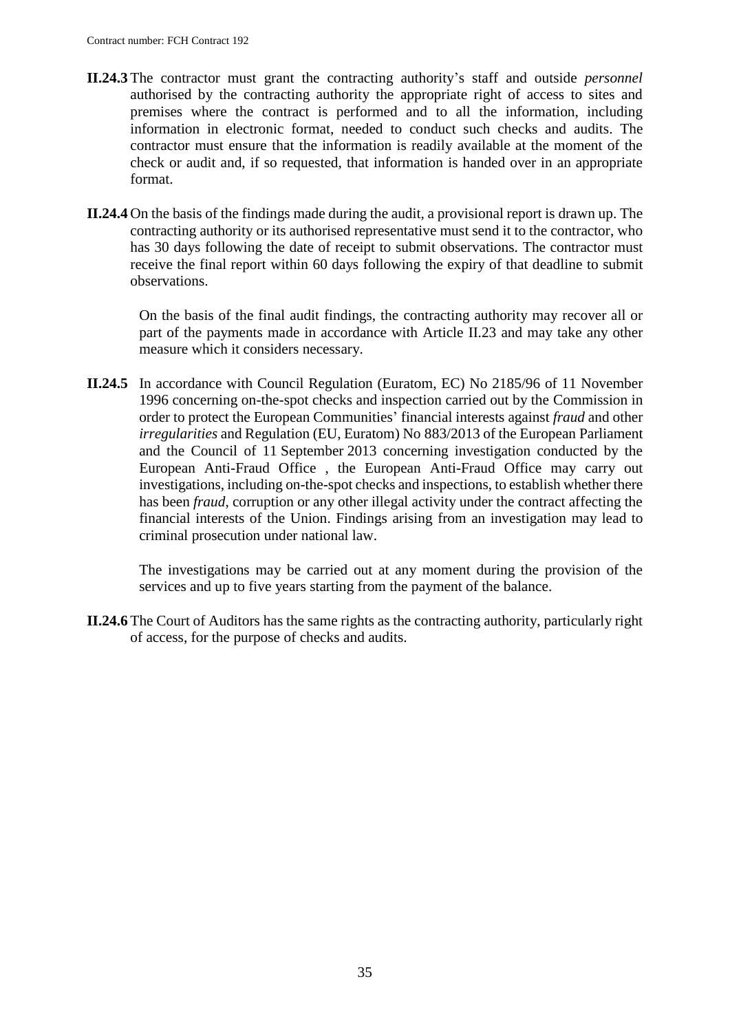**II.24.3** The contractor must grant the contracting authority's staff and outside *personnel* authorised by the contracting authority the appropriate right of access to sites and premises where the contract is performed and to all the information, including information in electronic format, needed to conduct such checks and audits. The contractor must ensure that the information is readily available at the moment of the check or audit and, if so requested, that information is handed over in an appropriate format.

**II.24.4** On the basis of the findings made during the audit, a provisional report is drawn up. The contracting authority or its authorised representative must send it to the contractor, who has 30 days following the date of receipt to submit observations. The contractor must receive the final report within 60 days following the expiry of that deadline to submit observations.

On the basis of the final audit findings, the contracting authority may recover all or part of the payments made in accordance with Article II.23 and may take any other measure which it considers necessary.

**II.24.5** In accordance with Council Regulation (Euratom, EC) No 2185/96 of 11 November 1996 concerning on-the-spot checks and inspection carried out by the Commission in order to protect the European Communities' financial interests against *fraud* and other *irregularities* and Regulation (EU, Euratom) No 883/2013 of the European Parliament and the Council of 11 September 2013 concerning investigation conducted by the European Anti-Fraud Office , the European Anti-Fraud Office may carry out investigations, including on-the-spot checks and inspections, to establish whether there has been *fraud*, corruption or any other illegal activity under the contract affecting the financial interests of the Union. Findings arising from an investigation may lead to criminal prosecution under national law.

The investigations may be carried out at any moment during the provision of the services and up to five years starting from the payment of the balance.

**II.24.6** The Court of Auditors has the same rights as the contracting authority, particularly right of access, for the purpose of checks and audits.